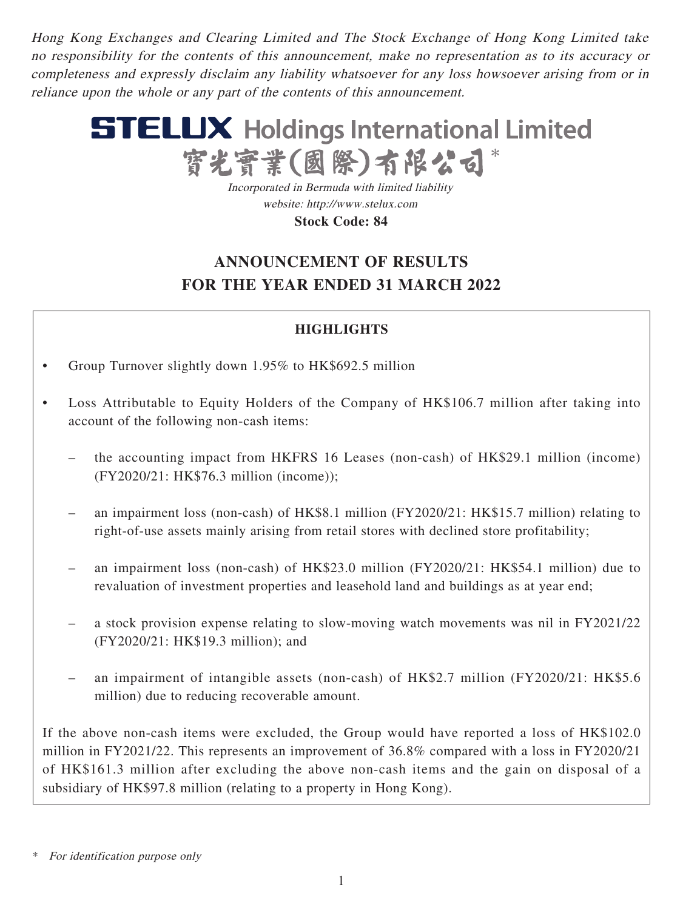*Hong Kong Exchanges and Clearing Limited and The Stock Exchange of Hong Kong Limited take no responsibility for the contents of this announcement, make no representation as to its accuracy or completeness and expressly disclaim any liability whatsoever for any loss howsoever arising from or in reliance upon the whole or any part of the contents of this announcement.*

# STELUX Holdings International Limited
# 寶光實業(國際)有限公司*

*Incorporated in Bermuda with limited liability*
*website: http://www.stelux.com*
**Stock Code: 84**

## ANNOUNCEMENT OF RESULTS FOR THE YEAR ENDED 31 MARCH 2022

### HIGHLIGHTS

- Group Turnover slightly down 1.95% to HK$692.5 million
- Loss Attributable to Equity Holders of the Company of HK$106.7 million after taking into account of the following non-cash items:
  - the accounting impact from HKFRS 16 Leases (non-cash) of HK$29.1 million (income) (FY2020/21: HK$76.3 million (income));
  - an impairment loss (non-cash) of HK$8.1 million (FY2020/21: HK$15.7 million) relating to right-of-use assets mainly arising from retail stores with declined store profitability;
  - an impairment loss (non-cash) of HK$23.0 million (FY2020/21: HK$54.1 million) due to revaluation of investment properties and leasehold land and buildings as at year end;
  - a stock provision expense relating to slow-moving watch movements was nil in FY2021/22 (FY2020/21: HK$19.3 million); and
  - an impairment of intangible assets (non-cash) of HK$2.7 million (FY2020/21: HK$5.6 million) due to reducing recoverable amount.

If the above non-cash items were excluded, the Group would have reported a loss of HK$102.0 million in FY2021/22. This represents an improvement of 36.8% compared with a loss in FY2020/21 of HK$161.3 million after excluding the above non-cash items and the gain on disposal of a subsidiary of HK$97.8 million (relating to a property in Hong Kong).

\* *For identification purpose only*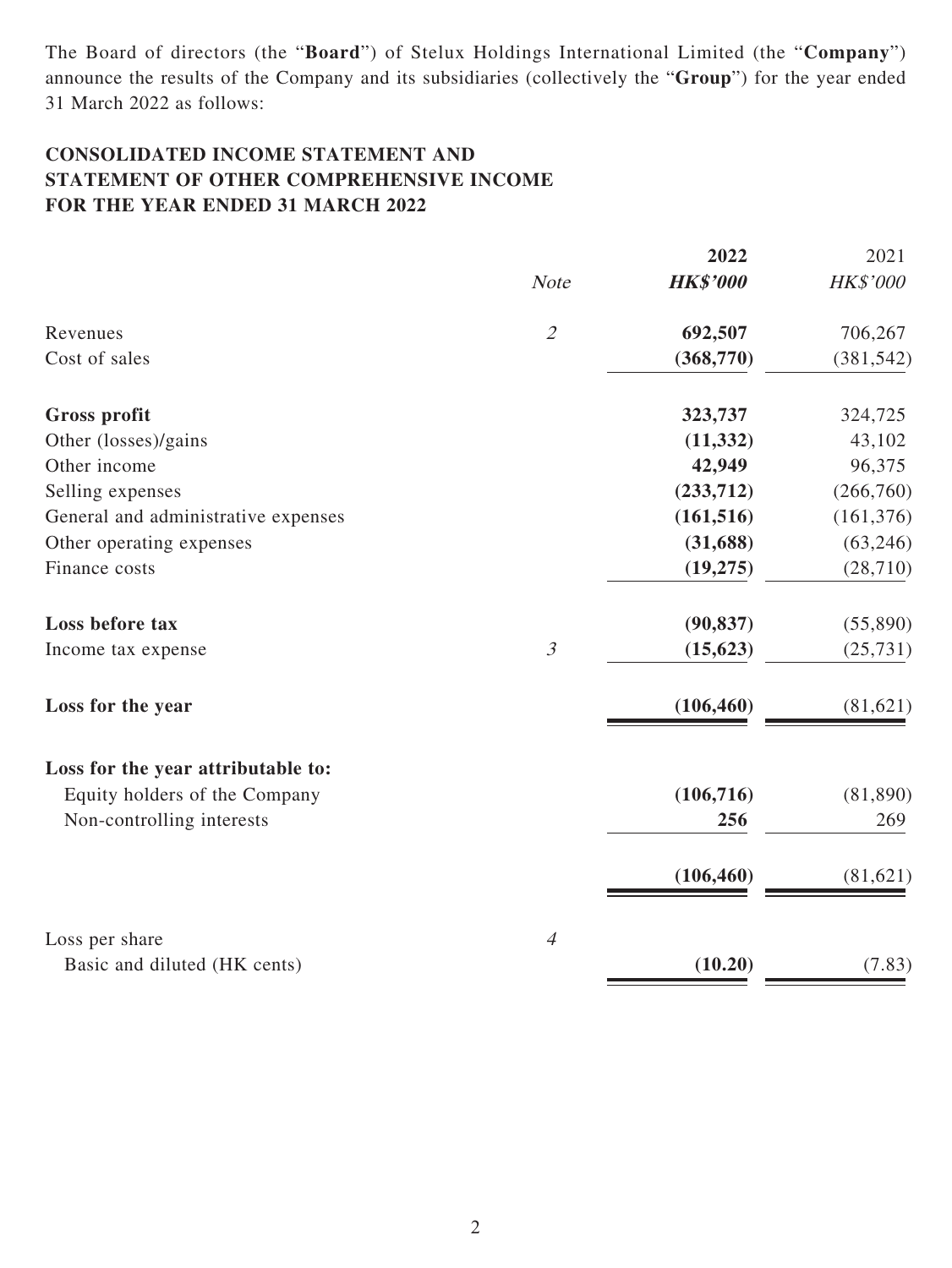The Board of directors (the "**Board**") of Stelux Holdings International Limited (the "**Company**") announce the results of the Company and its subsidiaries (collectively the "**Group**") for the year ended 31 March 2022 as follows:

## CONSOLIDATED INCOME STATEMENT AND STATEMENT OF OTHER COMPREHENSIVE INCOME FOR THE YEAR ENDED 31 MARCH 2022

| | *Note* | **2022** *HK$'000* | 2021 *HK$'000* |
|---|---|---|---|
| Revenues | *2* | **692,507** | 706,267 |
| Cost of sales | | **(368,770)** | (381,542) |
| **Gross profit** | | **323,737** | 324,725 |
| Other (losses)/gains | | **(11,332)** | 43,102 |
| Other income | | **42,949** | 96,375 |
| Selling expenses | | **(233,712)** | (266,760) |
| General and administrative expenses | | **(161,516)** | (161,376) |
| Other operating expenses | | **(31,688)** | (63,246) |
| Finance costs | | **(19,275)** | (28,710) |
| **Loss before tax** | | **(90,837)** | (55,890) |
| Income tax expense | *3* | **(15,623)** | (25,731) |
| **Loss for the year** | | **(106,460)** | (81,621) |
| **Loss for the year attributable to:** | | | |
| Equity holders of the Company | | **(106,716)** | (81,890) |
| Non-controlling interests | | **256** | 269 |
| | | **(106,460)** | (81,621) |
| Loss per share | *4* | | |
| Basic and diluted (HK cents) | | **(10.20)** | (7.83) |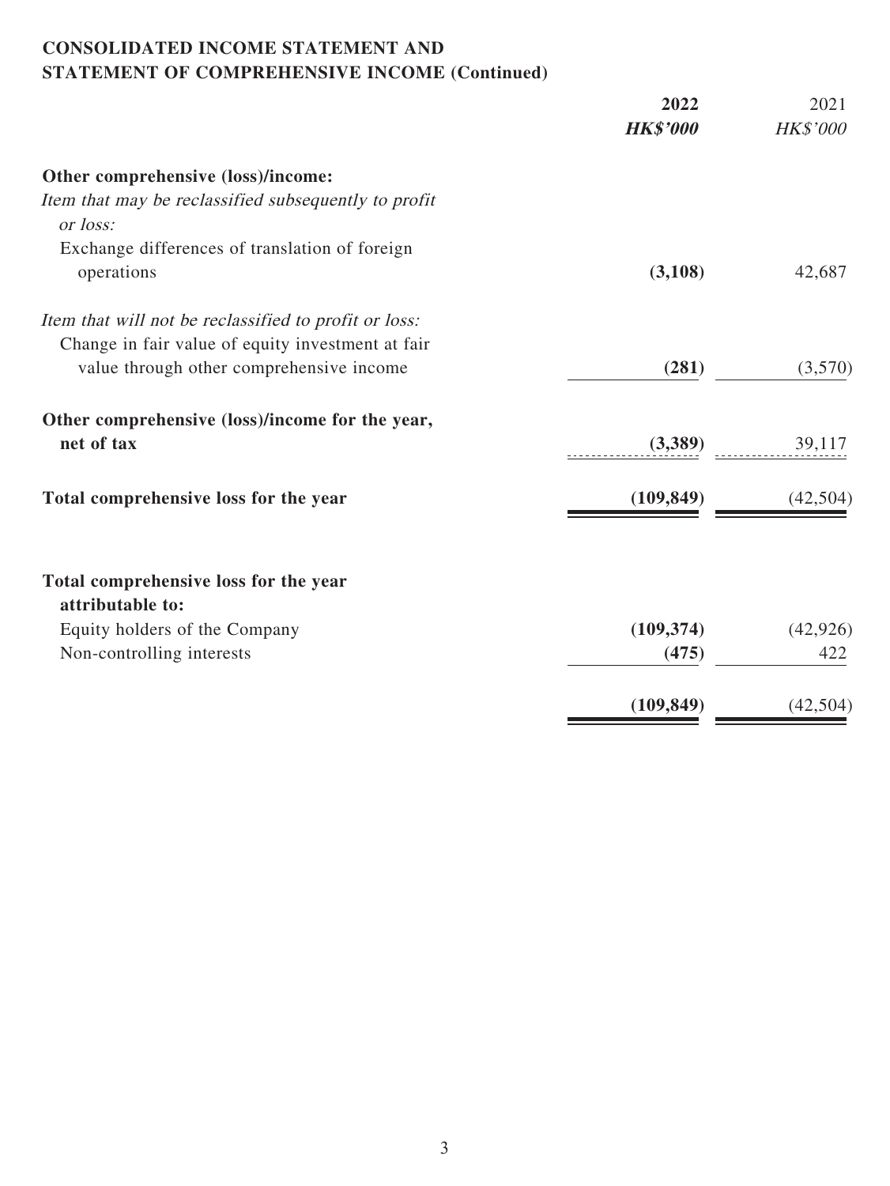## CONSOLIDATED INCOME STATEMENT AND STATEMENT OF COMPREHENSIVE INCOME (Continued)

| | 2022 | 2021 |
|---|---|---|
| | ***HK$'000*** | *HK$'000* |
| **Other comprehensive (loss)/income:** | | |
| *Item that may be reclassified subsequently to profit or loss:* | | |
| Exchange differences of translation of foreign operations | **(3,108)** | 42,687 |
| *Item that will not be reclassified to profit or loss:* | | |
| Change in fair value of equity investment at fair value through other comprehensive income | **(281)** | (3,570) |
| **Other comprehensive (loss)/income for the year, net of tax** | **(3,389)** | 39,117 |
| **Total comprehensive loss for the year** | **(109,849)** | (42,504) |
| **Total comprehensive loss for the year attributable to:** | | |
| Equity holders of the Company | **(109,374)** | (42,926) |
| Non-controlling interests | **(475)** | 422 |
| | **(109,849)** | (42,504) |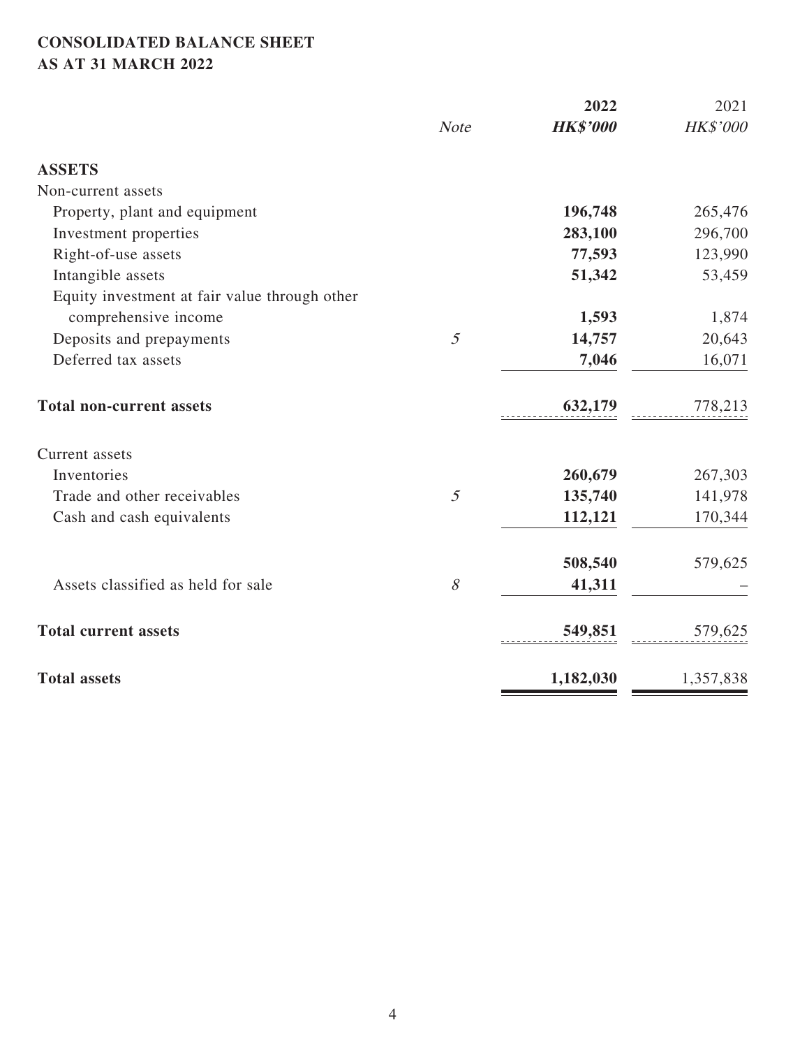**CONSOLIDATED BALANCE SHEET**
**AS AT 31 MARCH 2022**

| | *Note* | **2022** *HK$'000* | 2021 *HK$'000* |
|---|---|---|---|
| **ASSETS** | | | |
| Non-current assets | | | |
| Property, plant and equipment | | **196,748** | 265,476 |
| Investment properties | | **283,100** | 296,700 |
| Right-of-use assets | | **77,593** | 123,990 |
| Intangible assets | | **51,342** | 53,459 |
| Equity investment at fair value through other comprehensive income | | **1,593** | 1,874 |
| Deposits and prepayments | *5* | **14,757** | 20,643 |
| Deferred tax assets | | **7,046** | 16,071 |
| **Total non-current assets** | | **632,179** | 778,213 |
| Current assets | | | |
| Inventories | | **260,679** | 267,303 |
| Trade and other receivables | *5* | **135,740** | 141,978 |
| Cash and cash equivalents | | **112,121** | 170,344 |
| | | **508,540** | 579,625 |
| Assets classified as held for sale | *8* | **41,311** | – |
| **Total current assets** | | **549,851** | 579,625 |
| **Total assets** | | **1,182,030** | 1,357,838 |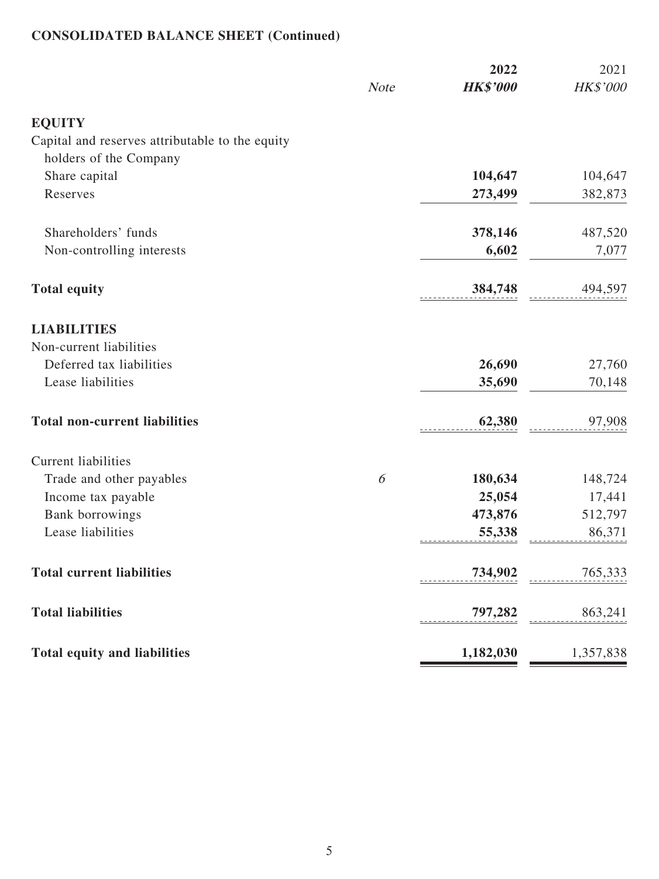**CONSOLIDATED BALANCE SHEET (Continued)**

| | *Note* | **2022** **_HK$'000_** | 2021 *HK$'000* |
|---|---|---|---|
| **EQUITY** | | | |
| Capital and reserves attributable to the equity holders of the Company | | | |
| Share capital | | **104,647** | 104,647 |
| Reserves | | **273,499** | 382,873 |
| Shareholders' funds | | **378,146** | 487,520 |
| Non-controlling interests | | **6,602** | 7,077 |
| **Total equity** | | **384,748** | 494,597 |
| **LIABILITIES** | | | |
| Non-current liabilities | | | |
| Deferred tax liabilities | | **26,690** | 27,760 |
| Lease liabilities | | **35,690** | 70,148 |
| **Total non-current liabilities** | | **62,380** | 97,908 |
| Current liabilities | | | |
| Trade and other payables | *6* | **180,634** | 148,724 |
| Income tax payable | | **25,054** | 17,441 |
| Bank borrowings | | **473,876** | 512,797 |
| Lease liabilities | | **55,338** | 86,371 |
| **Total current liabilities** | | **734,902** | 765,333 |
| **Total liabilities** | | **797,282** | 863,241 |
| **Total equity and liabilities** | | **1,182,030** | 1,357,838 |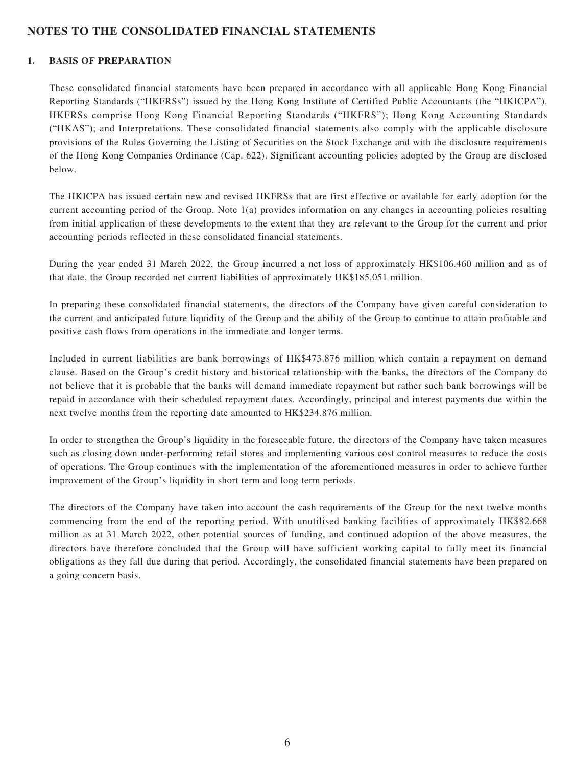# NOTES TO THE CONSOLIDATED FINANCIAL STATEMENTS

## 1. BASIS OF PREPARATION

These consolidated financial statements have been prepared in accordance with all applicable Hong Kong Financial Reporting Standards ("HKFRSs") issued by the Hong Kong Institute of Certified Public Accountants (the "HKICPA"). HKFRSs comprise Hong Kong Financial Reporting Standards ("HKFRS"); Hong Kong Accounting Standards ("HKAS"); and Interpretations. These consolidated financial statements also comply with the applicable disclosure provisions of the Rules Governing the Listing of Securities on the Stock Exchange and with the disclosure requirements of the Hong Kong Companies Ordinance (Cap. 622). Significant accounting policies adopted by the Group are disclosed below.

The HKICPA has issued certain new and revised HKFRSs that are first effective or available for early adoption for the current accounting period of the Group. Note 1(a) provides information on any changes in accounting policies resulting from initial application of these developments to the extent that they are relevant to the Group for the current and prior accounting periods reflected in these consolidated financial statements.

During the year ended 31 March 2022, the Group incurred a net loss of approximately HK$106.460 million and as of that date, the Group recorded net current liabilities of approximately HK$185.051 million.

In preparing these consolidated financial statements, the directors of the Company have given careful consideration to the current and anticipated future liquidity of the Group and the ability of the Group to continue to attain profitable and positive cash flows from operations in the immediate and longer terms.

Included in current liabilities are bank borrowings of HK$473.876 million which contain a repayment on demand clause. Based on the Group's credit history and historical relationship with the banks, the directors of the Company do not believe that it is probable that the banks will demand immediate repayment but rather such bank borrowings will be repaid in accordance with their scheduled repayment dates. Accordingly, principal and interest payments due within the next twelve months from the reporting date amounted to HK$234.876 million.

In order to strengthen the Group's liquidity in the foreseeable future, the directors of the Company have taken measures such as closing down under-performing retail stores and implementing various cost control measures to reduce the costs of operations. The Group continues with the implementation of the aforementioned measures in order to achieve further improvement of the Group's liquidity in short term and long term periods.

The directors of the Company have taken into account the cash requirements of the Group for the next twelve months commencing from the end of the reporting period. With unutilised banking facilities of approximately HK$82.668 million as at 31 March 2022, other potential sources of funding, and continued adoption of the above measures, the directors have therefore concluded that the Group will have sufficient working capital to fully meet its financial obligations as they fall due during that period. Accordingly, the consolidated financial statements have been prepared on a going concern basis.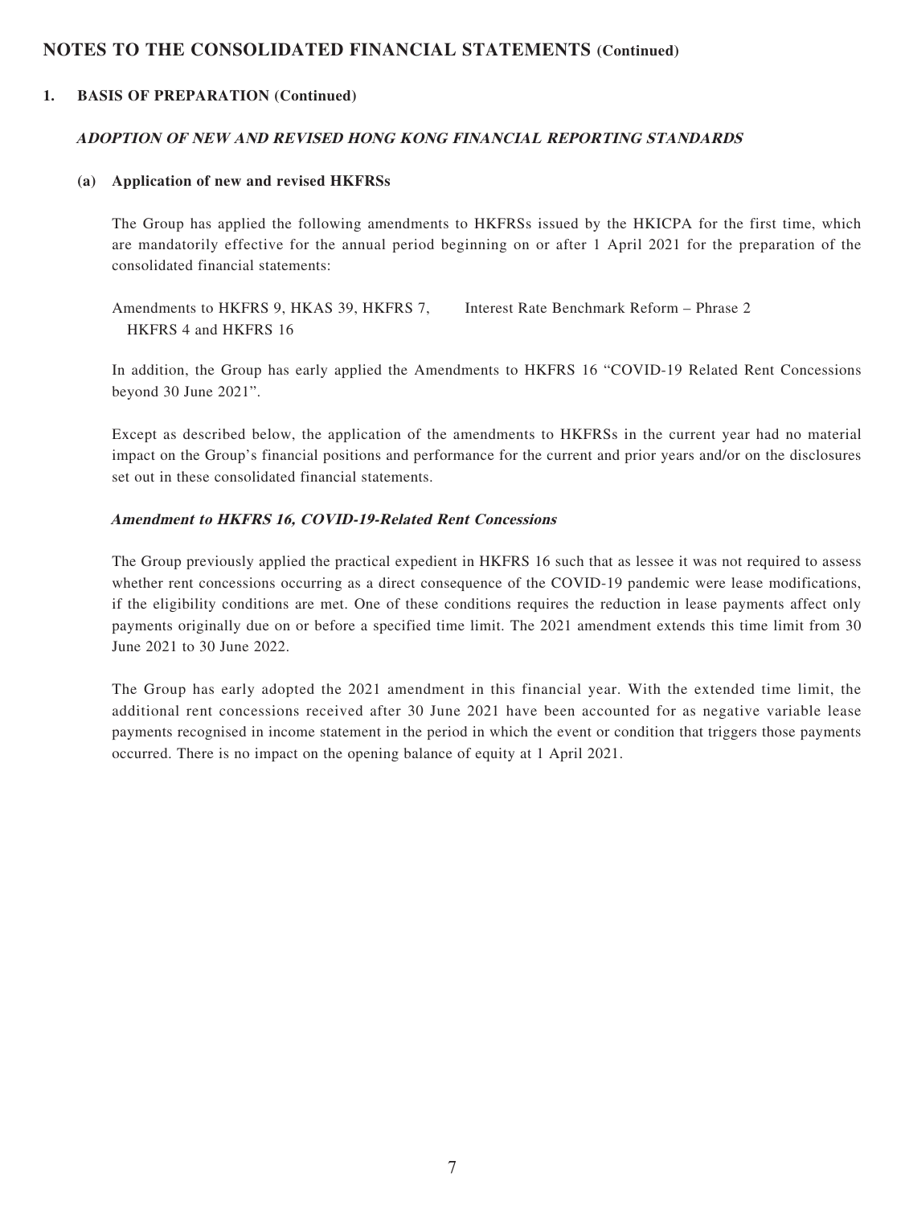## NOTES TO THE CONSOLIDATED FINANCIAL STATEMENTS (Continued)

### 1. BASIS OF PREPARATION (Continued)

***ADOPTION OF NEW AND REVISED HONG KONG FINANCIAL REPORTING STANDARDS***

**(a) Application of new and revised HKFRSs**

The Group has applied the following amendments to HKFRSs issued by the HKICPA for the first time, which are mandatorily effective for the annual period beginning on or after 1 April 2021 for the preparation of the consolidated financial statements:

| | |
|---|---|
| Amendments to HKFRS 9, HKAS 39, HKFRS 7, HKFRS 4 and HKFRS 16 | Interest Rate Benchmark Reform – Phrase 2 |

In addition, the Group has early applied the Amendments to HKFRS 16 "COVID-19 Related Rent Concessions beyond 30 June 2021".

Except as described below, the application of the amendments to HKFRSs in the current year had no material impact on the Group's financial positions and performance for the current and prior years and/or on the disclosures set out in these consolidated financial statements.

***Amendment to HKFRS 16, COVID-19-Related Rent Concessions***

The Group previously applied the practical expedient in HKFRS 16 such that as lessee it was not required to assess whether rent concessions occurring as a direct consequence of the COVID-19 pandemic were lease modifications, if the eligibility conditions are met. One of these conditions requires the reduction in lease payments affect only payments originally due on or before a specified time limit. The 2021 amendment extends this time limit from 30 June 2021 to 30 June 2022.

The Group has early adopted the 2021 amendment in this financial year. With the extended time limit, the additional rent concessions received after 30 June 2021 have been accounted for as negative variable lease payments recognised in income statement in the period in which the event or condition that triggers those payments occurred. There is no impact on the opening balance of equity at 1 April 2021.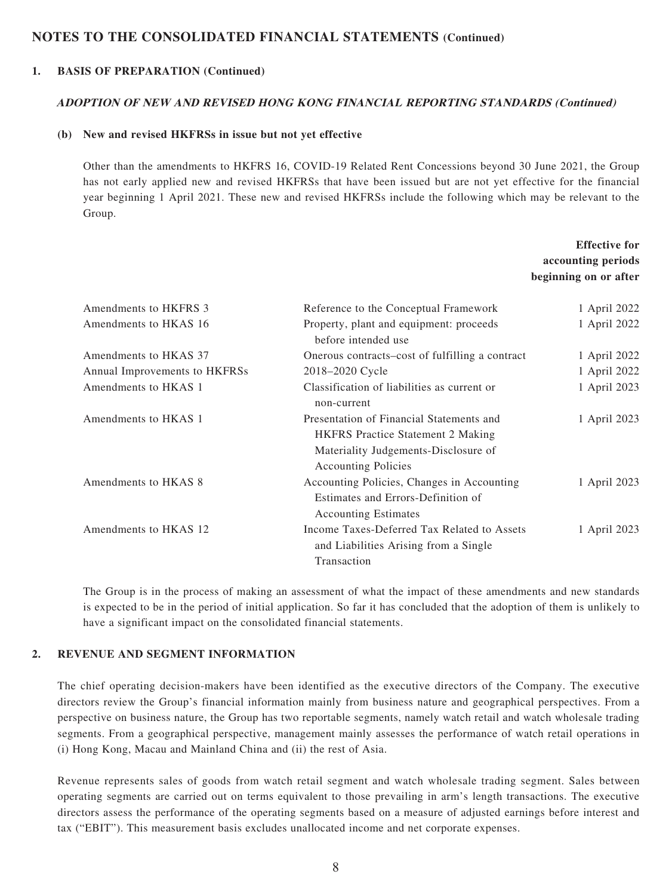## NOTES TO THE CONSOLIDATED FINANCIAL STATEMENTS (Continued)

### 1. BASIS OF PREPARATION (Continued)

#### *ADOPTION OF NEW AND REVISED HONG KONG FINANCIAL REPORTING STANDARDS (Continued)*

**(b) New and revised HKFRSs in issue but not yet effective**

Other than the amendments to HKFRS 16, COVID-19 Related Rent Concessions beyond 30 June 2021, the Group has not early applied new and revised HKFRSs that have been issued but are not yet effective for the financial year beginning 1 April 2021. These new and revised HKFRSs include the following which may be relevant to the Group.

| | | Effective for accounting periods beginning on or after |
|---|---|---|
| Amendments to HKFRS 3 | Reference to the Conceptual Framework | 1 April 2022 |
| Amendments to HKAS 16 | Property, plant and equipment: proceeds before intended use | 1 April 2022 |
| Amendments to HKAS 37 | Onerous contracts–cost of fulfilling a contract | 1 April 2022 |
| Annual Improvements to HKFRSs | 2018–2020 Cycle | 1 April 2022 |
| Amendments to HKAS 1 | Classification of liabilities as current or non-current | 1 April 2023 |
| Amendments to HKAS 1 | Presentation of Financial Statements and HKFRS Practice Statement 2 Making Materiality Judgements-Disclosure of Accounting Policies | 1 April 2023 |
| Amendments to HKAS 8 | Accounting Policies, Changes in Accounting Estimates and Errors-Definition of Accounting Estimates | 1 April 2023 |
| Amendments to HKAS 12 | Income Taxes-Deferred Tax Related to Assets and Liabilities Arising from a Single Transaction | 1 April 2023 |

The Group is in the process of making an assessment of what the impact of these amendments and new standards is expected to be in the period of initial application. So far it has concluded that the adoption of them is unlikely to have a significant impact on the consolidated financial statements.

### 2. REVENUE AND SEGMENT INFORMATION

The chief operating decision-makers have been identified as the executive directors of the Company. The executive directors review the Group's financial information mainly from business nature and geographical perspectives. From a perspective on business nature, the Group has two reportable segments, namely watch retail and watch wholesale trading segments. From a geographical perspective, management mainly assesses the performance of watch retail operations in (i) Hong Kong, Macau and Mainland China and (ii) the rest of Asia.

Revenue represents sales of goods from watch retail segment and watch wholesale trading segment. Sales between operating segments are carried out on terms equivalent to those prevailing in arm's length transactions. The executive directors assess the performance of the operating segments based on a measure of adjusted earnings before interest and tax ("EBIT"). This measurement basis excludes unallocated income and net corporate expenses.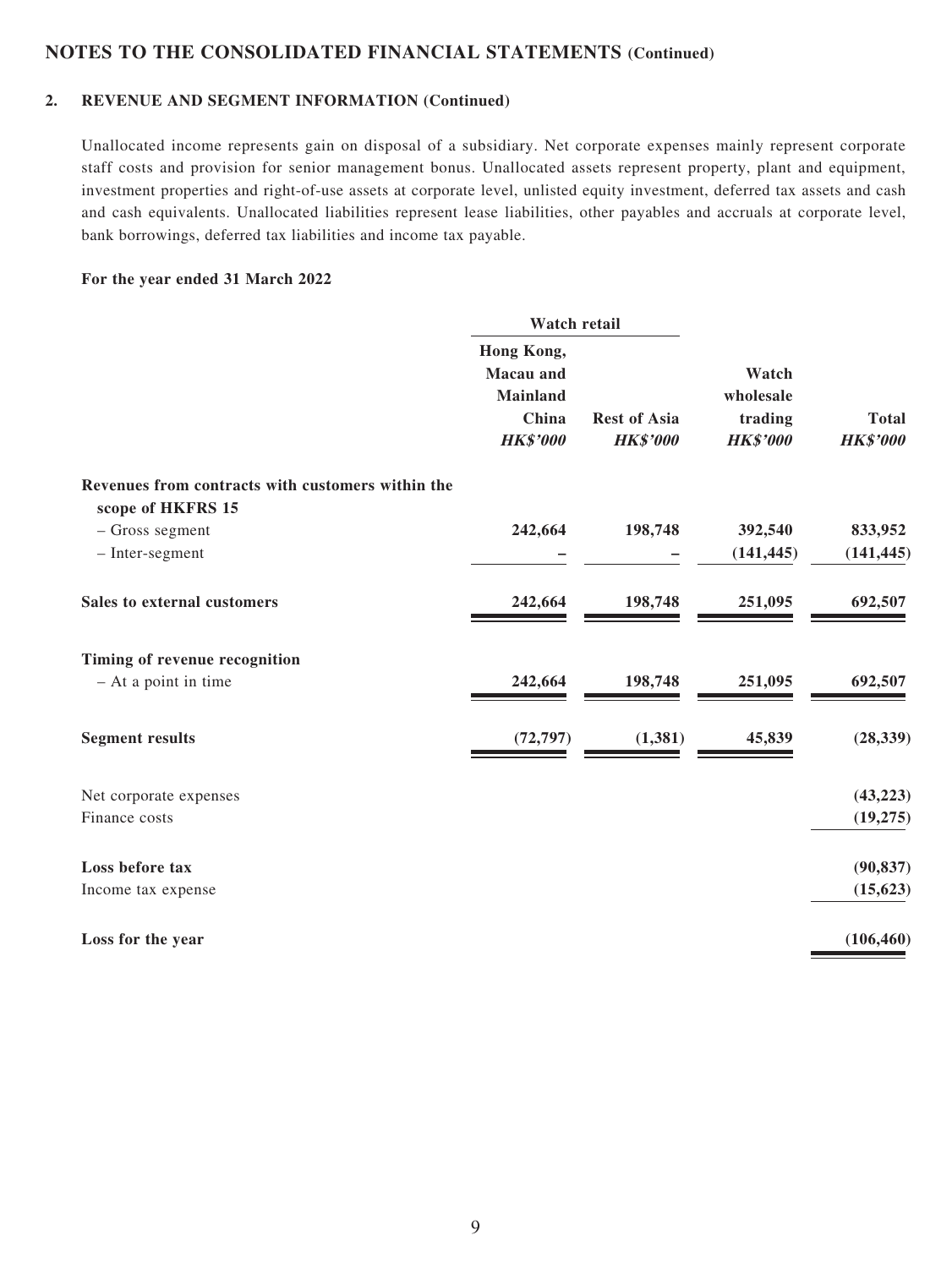## NOTES TO THE CONSOLIDATED FINANCIAL STATEMENTS (Continued)

### 2. REVENUE AND SEGMENT INFORMATION (Continued)

Unallocated income represents gain on disposal of a subsidiary. Net corporate expenses mainly represent corporate staff costs and provision for senior management bonus. Unallocated assets represent property, plant and equipment, investment properties and right-of-use assets at corporate level, unlisted equity investment, deferred tax assets and cash and cash equivalents. Unallocated liabilities represent lease liabilities, other payables and accruals at corporate level, bank borrowings, deferred tax liabilities and income tax payable.

**For the year ended 31 March 2022**

| | Watch retail | | | |
|---|---|---|---|---|
| | Hong Kong, Macau and Mainland China *HK$'000* | Rest of Asia *HK$'000* | Watch wholesale trading *HK$'000* | Total *HK$'000* |
| **Revenues from contracts with customers within the scope of HKFRS 15** | | | | |
| – Gross segment | 242,664 | 198,748 | 392,540 | 833,952 |
| – Inter-segment | – | – | (141,445) | (141,445) |
| **Sales to external customers** | 242,664 | 198,748 | 251,095 | 692,507 |
| **Timing of revenue recognition** | | | | |
| – At a point in time | 242,664 | 198,748 | 251,095 | 692,507 |
| **Segment results** | (72,797) | (1,381) | 45,839 | (28,339) |
| Net corporate expenses | | | | (43,223) |
| Finance costs | | | | (19,275) |
| **Loss before tax** | | | | (90,837) |
| Income tax expense | | | | (15,623) |
| **Loss for the year** | | | | (106,460) |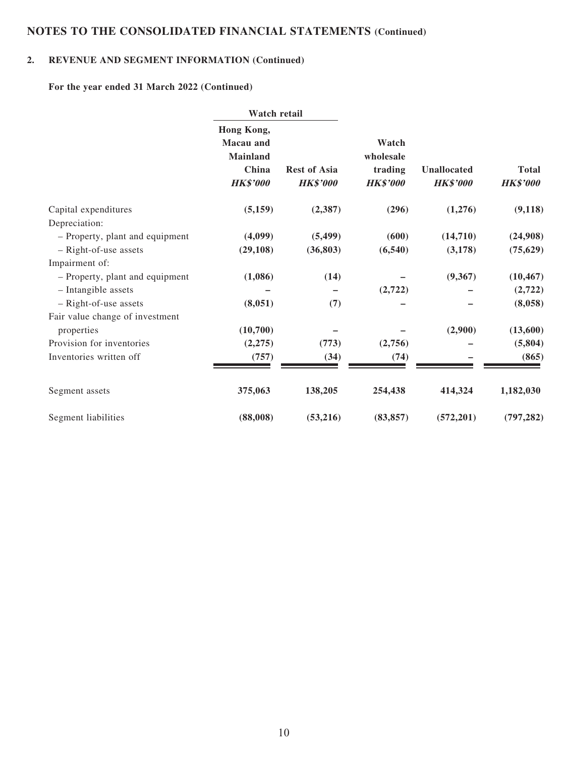# NOTES TO THE CONSOLIDATED FINANCIAL STATEMENTS (Continued)

## 2. REVENUE AND SEGMENT INFORMATION (Continued)

### For the year ended 31 March 2022 (Continued)

| | Watch retail | | | | |
|---|---|---|---|---|---|
| | Hong Kong, Macau and Mainland China *HK$'000* | Rest of Asia *HK$'000* | Watch wholesale trading *HK$'000* | Unallocated *HK$'000* | Total *HK$'000* |
| Capital expenditures | **(5,159)** | **(2,387)** | **(296)** | **(1,276)** | **(9,118)** |
| Depreciation: | | | | | |
| – Property, plant and equipment | **(4,099)** | **(5,499)** | **(600)** | **(14,710)** | **(24,908)** |
| – Right-of-use assets | **(29,108)** | **(36,803)** | **(6,540)** | **(3,178)** | **(75,629)** |
| Impairment of: | | | | | |
| – Property, plant and equipment | **(1,086)** | **(14)** | **–** | **(9,367)** | **(10,467)** |
| – Intangible assets | **–** | **–** | **(2,722)** | **–** | **(2,722)** |
| – Right-of-use assets | **(8,051)** | **(7)** | **–** | **–** | **(8,058)** |
| Fair value change of investment properties | **(10,700)** | **–** | **–** | **(2,900)** | **(13,600)** |
| Provision for inventories | **(2,275)** | **(773)** | **(2,756)** | **–** | **(5,804)** |
| Inventories written off | **(757)** | **(34)** | **(74)** | **–** | **(865)** |
| Segment assets | **375,063** | **138,205** | **254,438** | **414,324** | **1,182,030** |
| Segment liabilities | **(88,008)** | **(53,216)** | **(83,857)** | **(572,201)** | **(797,282)** |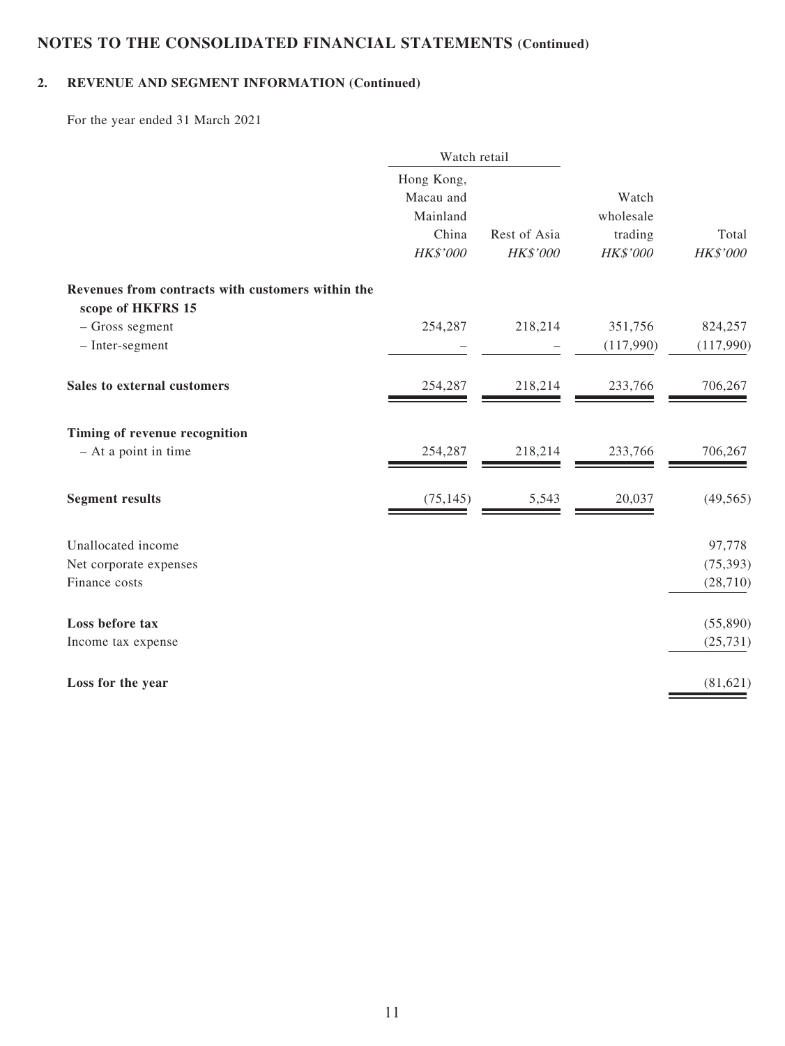# NOTES TO THE CONSOLIDATED FINANCIAL STATEMENTS (Continued)

## 2. REVENUE AND SEGMENT INFORMATION (Continued)

For the year ended 31 March 2021

| | Watch retail | | | |
|---|---|---|---|---|
| | Hong Kong, Macau and Mainland China | Rest of Asia | Watch wholesale trading | Total |
| | *HK$'000* | *HK$'000* | *HK$'000* | *HK$'000* |
| **Revenues from contracts with customers within the scope of HKFRS 15** | | | | |
| – Gross segment | 254,287 | 218,214 | 351,756 | 824,257 |
| – Inter-segment | – | – | (117,990) | (117,990) |
| **Sales to external customers** | 254,287 | 218,214 | 233,766 | 706,267 |
| **Timing of revenue recognition** | | | | |
| – At a point in time | 254,287 | 218,214 | 233,766 | 706,267 |
| **Segment results** | (75,145) | 5,543 | 20,037 | (49,565) |
| Unallocated income | | | | 97,778 |
| Net corporate expenses | | | | (75,393) |
| Finance costs | | | | (28,710) |
| **Loss before tax** | | | | (55,890) |
| Income tax expense | | | | (25,731) |
| **Loss for the year** | | | | (81,621) |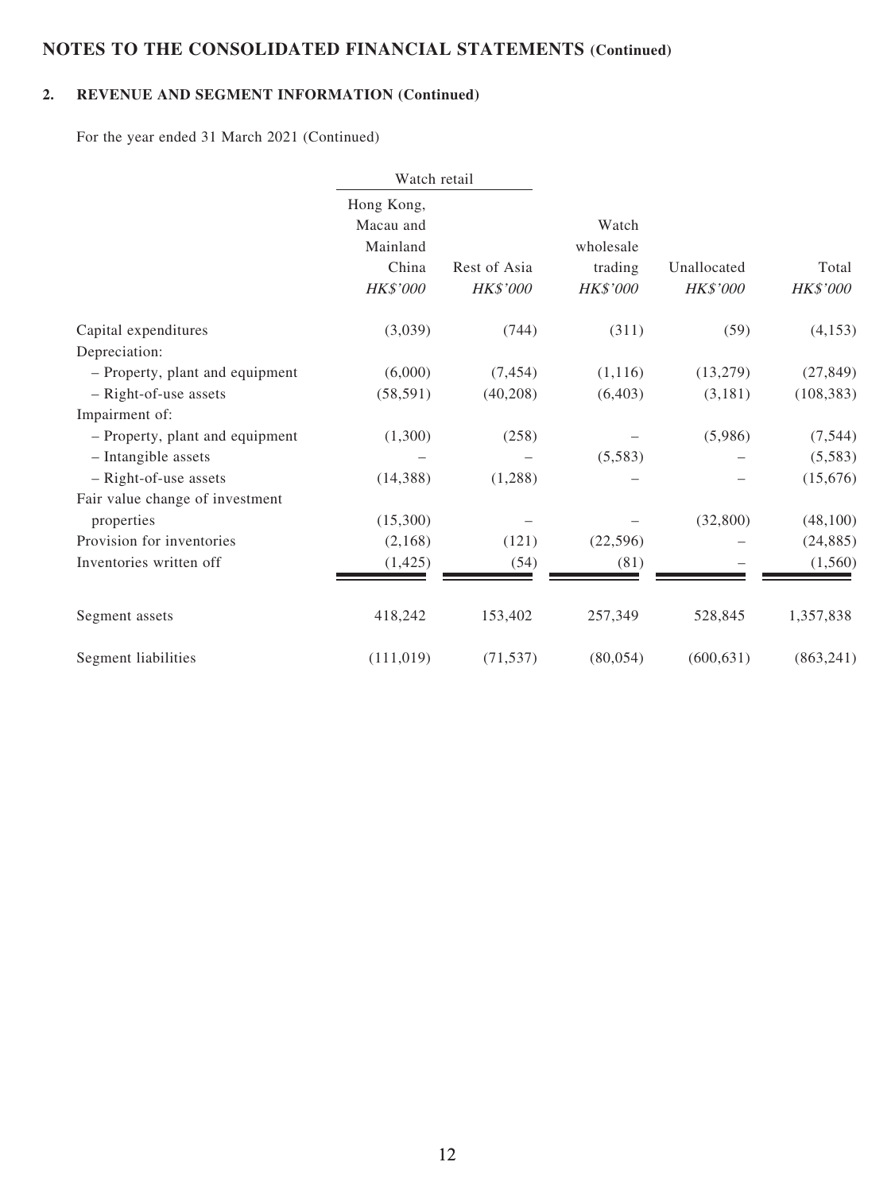## NOTES TO THE CONSOLIDATED FINANCIAL STATEMENTS (Continued)

### 2. REVENUE AND SEGMENT INFORMATION (Continued)

For the year ended 31 March 2021 (Continued)

| | Watch retail | | | | |
|---|---|---|---|---|---|
| | Hong Kong, Macau and Mainland China | Rest of Asia | Watch wholesale trading | Unallocated | Total |
| | *HK$'000* | *HK$'000* | *HK$'000* | *HK$'000* | *HK$'000* |
| Capital expenditures | (3,039) | (744) | (311) | (59) | (4,153) |
| Depreciation: | | | | | |
| – Property, plant and equipment | (6,000) | (7,454) | (1,116) | (13,279) | (27,849) |
| – Right-of-use assets | (58,591) | (40,208) | (6,403) | (3,181) | (108,383) |
| Impairment of: | | | | | |
| – Property, plant and equipment | (1,300) | (258) | – | (5,986) | (7,544) |
| – Intangible assets | – | – | (5,583) | – | (5,583) |
| – Right-of-use assets | (14,388) | (1,288) | – | – | (15,676) |
| Fair value change of investment properties | (15,300) | – | – | (32,800) | (48,100) |
| Provision for inventories | (2,168) | (121) | (22,596) | – | (24,885) |
| Inventories written off | (1,425) | (54) | (81) | – | (1,560) |
| Segment assets | 418,242 | 153,402 | 257,349 | 528,845 | 1,357,838 |
| Segment liabilities | (111,019) | (71,537) | (80,054) | (600,631) | (863,241) |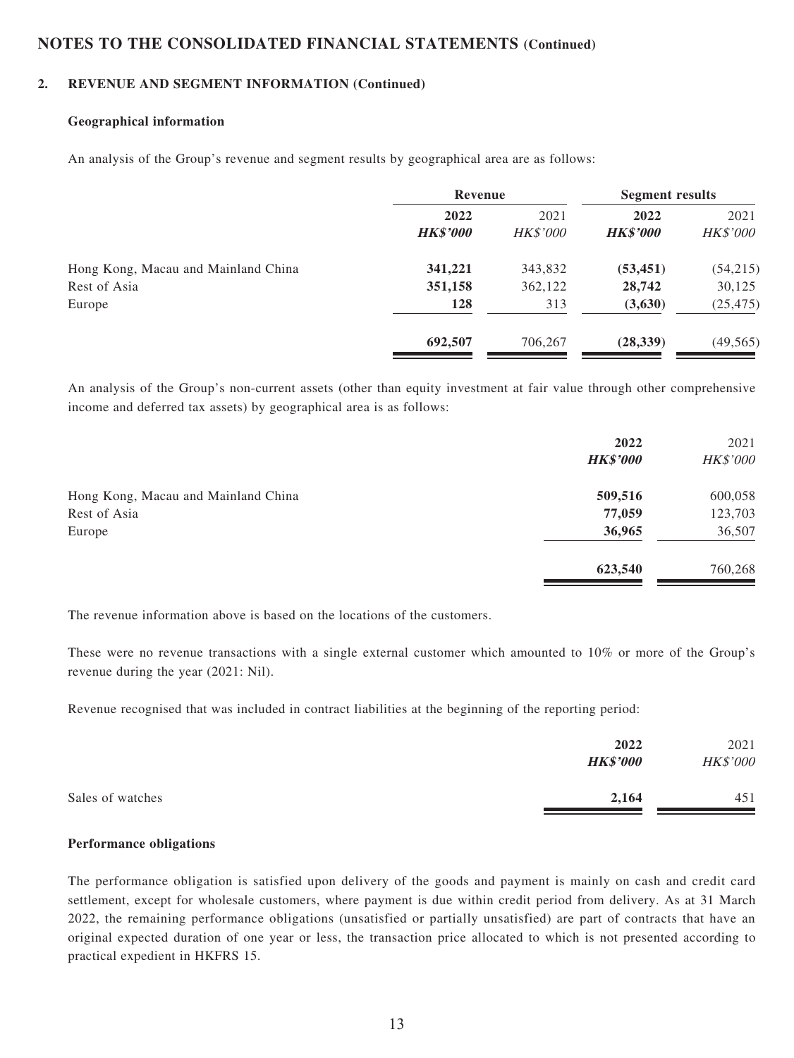## NOTES TO THE CONSOLIDATED FINANCIAL STATEMENTS (Continued)

### 2. REVENUE AND SEGMENT INFORMATION (Continued)

**Geographical information**

An analysis of the Group's revenue and segment results by geographical area are as follows:

| | Revenue | | Segment results | |
|---|---|---|---|---|
| | **2022** | 2021 | **2022** | 2021 |
| | ***HK$'000*** | *HK$'000* | ***HK$'000*** | *HK$'000* |
| Hong Kong, Macau and Mainland China | **341,221** | 343,832 | **(53,451)** | (54,215) |
| Rest of Asia | **351,158** | 362,122 | **28,742** | 30,125 |
| Europe | **128** | 313 | **(3,630)** | (25,475) |
| | **692,507** | 706,267 | **(28,339)** | (49,565) |

An analysis of the Group's non-current assets (other than equity investment at fair value through other comprehensive income and deferred tax assets) by geographical area is as follows:

| | **2022** | 2021 |
|---|---|---|
| | ***HK$'000*** | *HK$'000* |
| Hong Kong, Macau and Mainland China | **509,516** | 600,058 |
| Rest of Asia | **77,059** | 123,703 |
| Europe | **36,965** | 36,507 |
| | **623,540** | 760,268 |

The revenue information above is based on the locations of the customers.

These were no revenue transactions with a single external customer which amounted to 10% or more of the Group's revenue during the year (2021: Nil).

Revenue recognised that was included in contract liabilities at the beginning of the reporting period:

| | **2022** | 2021 |
|---|---|---|
| | ***HK$'000*** | *HK$'000* |
| Sales of watches | **2,164** | 451 |

**Performance obligations**

The performance obligation is satisfied upon delivery of the goods and payment is mainly on cash and credit card settlement, except for wholesale customers, where payment is due within credit period from delivery. As at 31 March 2022, the remaining performance obligations (unsatisfied or partially unsatisfied) are part of contracts that have an original expected duration of one year or less, the transaction price allocated to which is not presented according to practical expedient in HKFRS 15.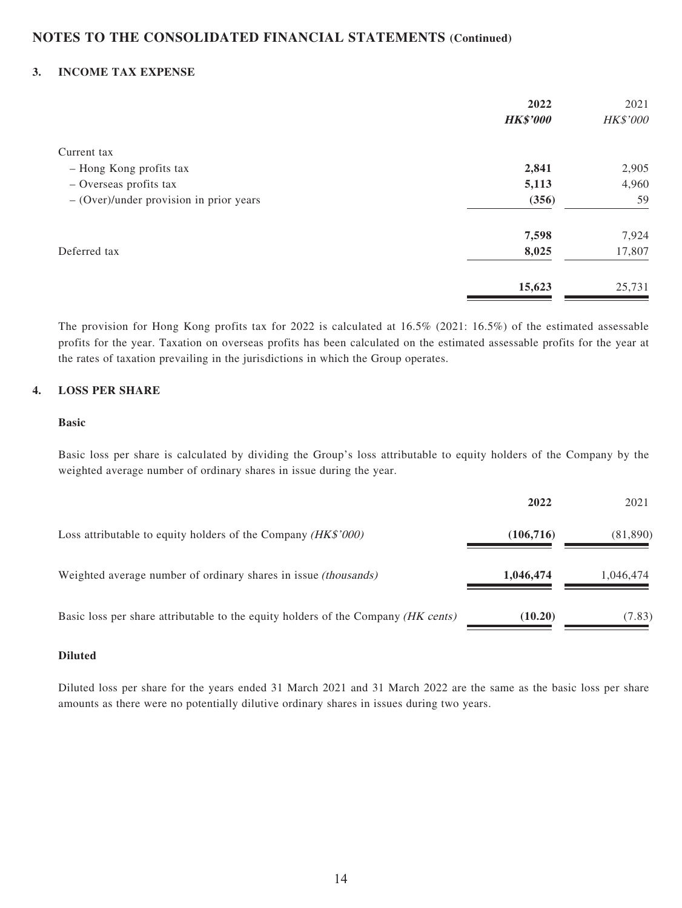## NOTES TO THE CONSOLIDATED FINANCIAL STATEMENTS (Continued)

### 3. INCOME TAX EXPENSE

| | **2022** | 2021 |
|---|---|---|
| | ***HK$'000*** | *HK$'000* |
| Current tax | | |
| – Hong Kong profits tax | **2,841** | 2,905 |
| – Overseas profits tax | **5,113** | 4,960 |
| – (Over)/under provision in prior years | **(356)** | 59 |
| | **7,598** | 7,924 |
| Deferred tax | **8,025** | 17,807 |
| | **15,623** | 25,731 |

The provision for Hong Kong profits tax for 2022 is calculated at 16.5% (2021: 16.5%) of the estimated assessable profits for the year. Taxation on overseas profits has been calculated on the estimated assessable profits for the year at the rates of taxation prevailing in the jurisdictions in which the Group operates.

### 4. LOSS PER SHARE

**Basic**

Basic loss per share is calculated by dividing the Group's loss attributable to equity holders of the Company by the weighted average number of ordinary shares in issue during the year.

| | **2022** | 2021 |
|---|---|---|
| Loss attributable to equity holders of the Company *(HK$'000)* | **(106,716)** | (81,890) |
| Weighted average number of ordinary shares in issue *(thousands)* | **1,046,474** | 1,046,474 |
| Basic loss per share attributable to the equity holders of the Company *(HK cents)* | **(10.20)** | (7.83) |

**Diluted**

Diluted loss per share for the years ended 31 March 2021 and 31 March 2022 are the same as the basic loss per share amounts as there were no potentially dilutive ordinary shares in issues during two years.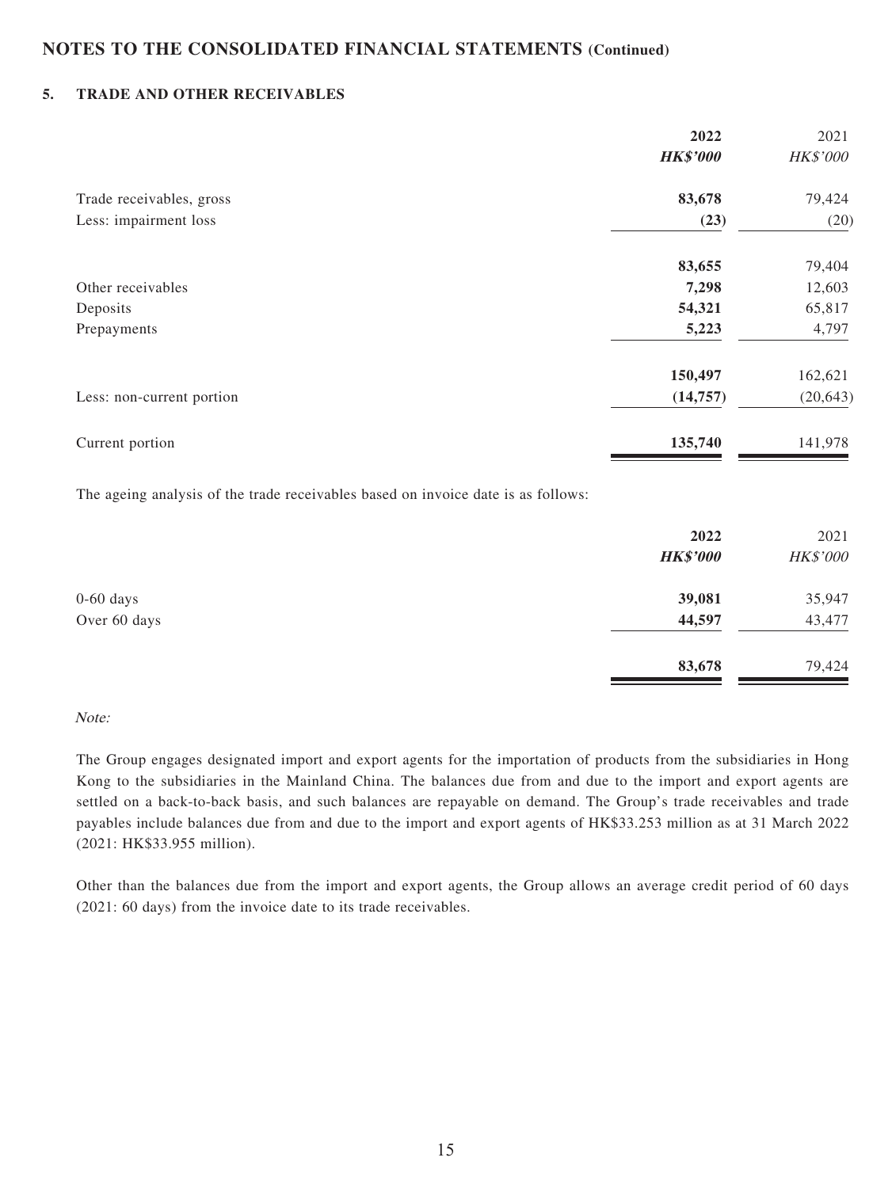## NOTES TO THE CONSOLIDATED FINANCIAL STATEMENTS (Continued)

### 5. TRADE AND OTHER RECEIVABLES

| | 2022 | 2021 |
|---|---|---|
| | ***HK$'000*** | *HK$'000* |
| Trade receivables, gross | **83,678** | 79,424 |
| Less: impairment loss | **(23)** | (20) |
| | **83,655** | 79,404 |
| Other receivables | **7,298** | 12,603 |
| Deposits | **54,321** | 65,817 |
| Prepayments | **5,223** | 4,797 |
| | **150,497** | 162,621 |
| Less: non-current portion | **(14,757)** | (20,643) |
| Current portion | **135,740** | 141,978 |

The ageing analysis of the trade receivables based on invoice date is as follows:

| | 2022 | 2021 |
|---|---|---|
| | ***HK$'000*** | *HK$'000* |
| 0-60 days | **39,081** | 35,947 |
| Over 60 days | **44,597** | 43,477 |
| | **83,678** | 79,424 |

*Note:*

The Group engages designated import and export agents for the importation of products from the subsidiaries in Hong Kong to the subsidiaries in the Mainland China. The balances due from and due to the import and export agents are settled on a back-to-back basis, and such balances are repayable on demand. The Group's trade receivables and trade payables include balances due from and due to the import and export agents of HK$33.253 million as at 31 March 2022 (2021: HK$33.955 million).

Other than the balances due from the import and export agents, the Group allows an average credit period of 60 days (2021: 60 days) from the invoice date to its trade receivables.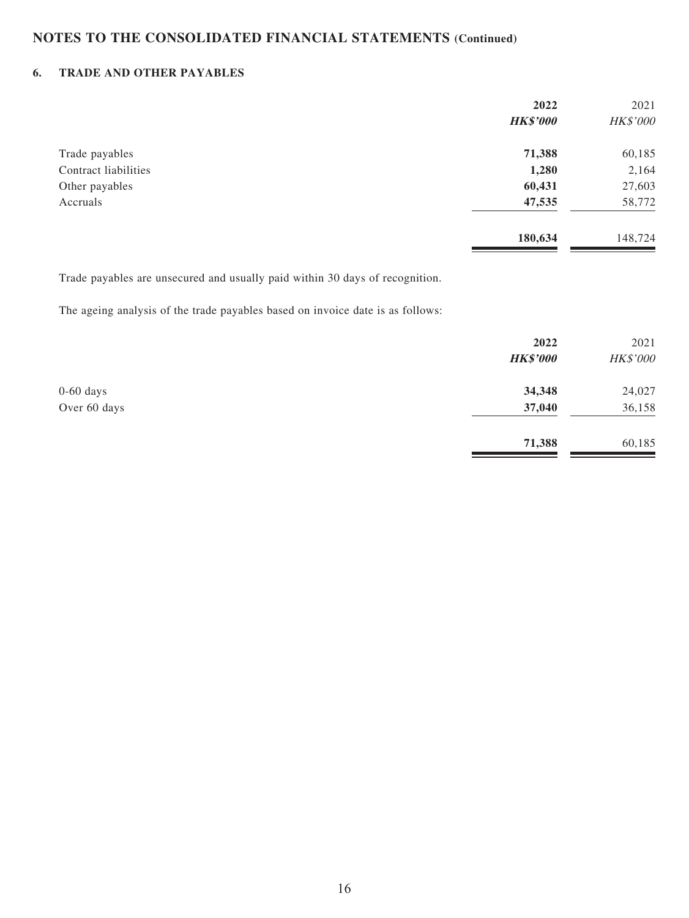# NOTES TO THE CONSOLIDATED FINANCIAL STATEMENTS (Continued)

## 6. TRADE AND OTHER PAYABLES

| | **2022** | 2021 |
|---|---|---|
| | ***HK$'000*** | *HK$'000* |
| Trade payables | **71,388** | 60,185 |
| Contract liabilities | **1,280** | 2,164 |
| Other payables | **60,431** | 27,603 |
| Accruals | **47,535** | 58,772 |
| | **180,634** | 148,724 |

Trade payables are unsecured and usually paid within 30 days of recognition.

The ageing analysis of the trade payables based on invoice date is as follows:

| | **2022** | 2021 |
|---|---|---|
| | ***HK$'000*** | *HK$'000* |
| 0-60 days | **34,348** | 24,027 |
| Over 60 days | **37,040** | 36,158 |
| | **71,388** | 60,185 |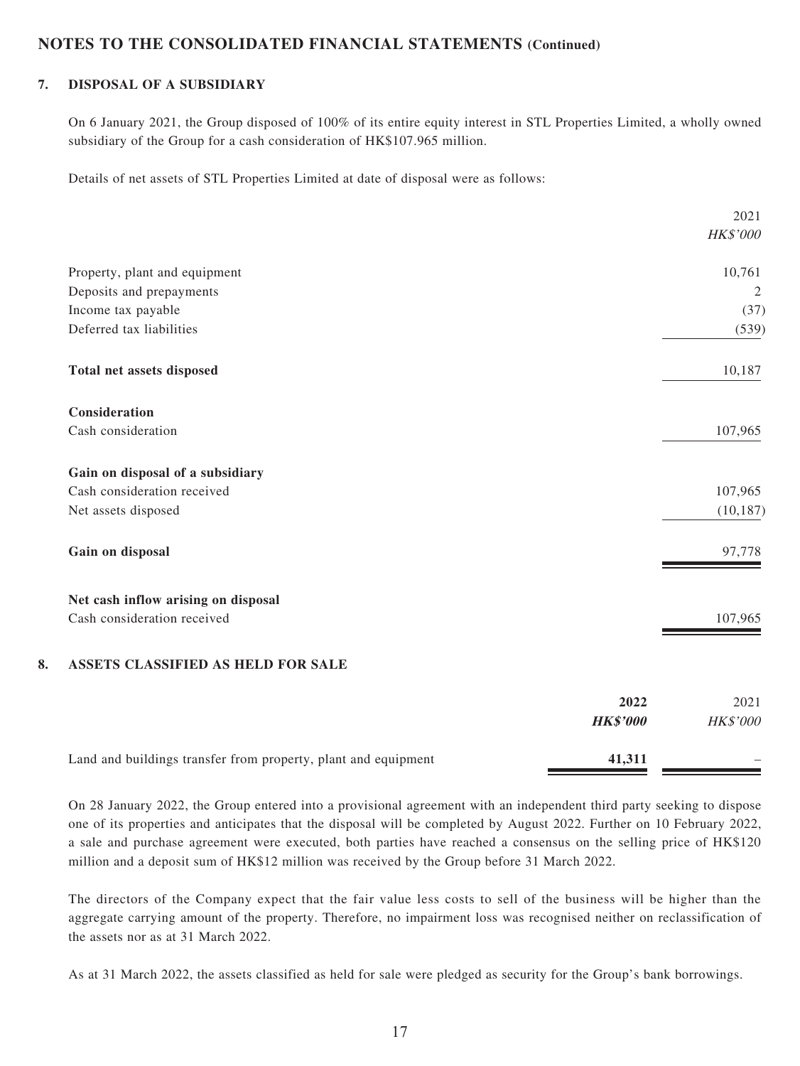## NOTES TO THE CONSOLIDATED FINANCIAL STATEMENTS (Continued)

### 7. DISPOSAL OF A SUBSIDIARY

On 6 January 2021, the Group disposed of 100% of its entire equity interest in STL Properties Limited, a wholly owned subsidiary of the Group for a cash consideration of HK$107.965 million.

Details of net assets of STL Properties Limited at date of disposal were as follows:

| | 2021 |
|---|---|
| | *HK$'000* |
| Property, plant and equipment | 10,761 |
| Deposits and prepayments | 2 |
| Income tax payable | (37) |
| Deferred tax liabilities | (539) |
| **Total net assets disposed** | 10,187 |
| **Consideration** | |
| Cash consideration | 107,965 |
| **Gain on disposal of a subsidiary** | |
| Cash consideration received | 107,965 |
| Net assets disposed | (10,187) |
| **Gain on disposal** | 97,778 |
| **Net cash inflow arising on disposal** | |
| Cash consideration received | 107,965 |

### 8. ASSETS CLASSIFIED AS HELD FOR SALE

| | **2022** | 2021 |
|---|---|---|
| | ***HK$'000*** | *HK$'000* |
| Land and buildings transfer from property, plant and equipment | **41,311** | – |

On 28 January 2022, the Group entered into a provisional agreement with an independent third party seeking to dispose one of its properties and anticipates that the disposal will be completed by August 2022. Further on 10 February 2022, a sale and purchase agreement were executed, both parties have reached a consensus on the selling price of HK$120 million and a deposit sum of HK$12 million was received by the Group before 31 March 2022.

The directors of the Company expect that the fair value less costs to sell of the business will be higher than the aggregate carrying amount of the property. Therefore, no impairment loss was recognised neither on reclassification of the assets nor as at 31 March 2022.

As at 31 March 2022, the assets classified as held for sale were pledged as security for the Group's bank borrowings.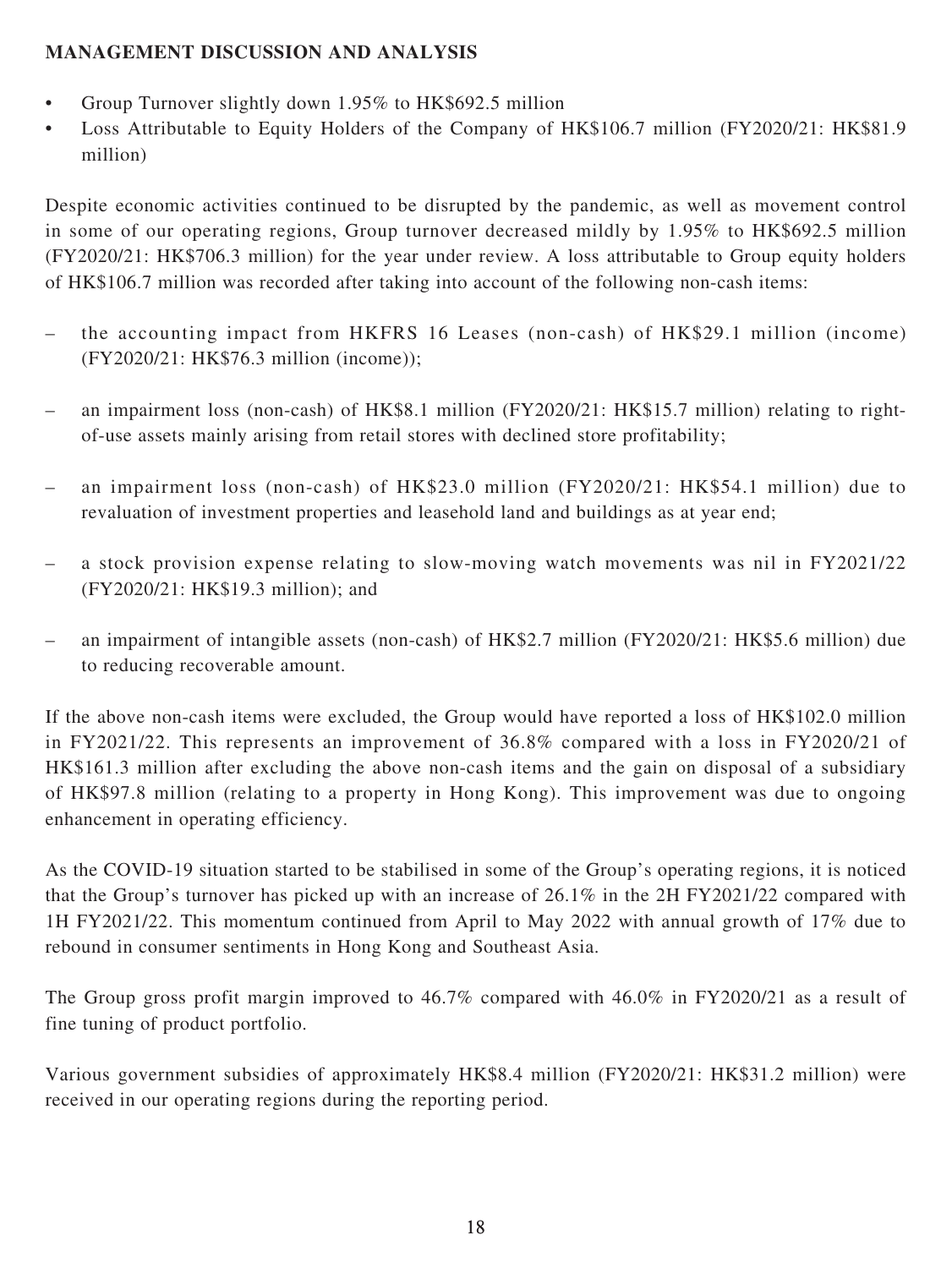**MANAGEMENT DISCUSSION AND ANALYSIS**

- Group Turnover slightly down 1.95% to HK$692.5 million
- Loss Attributable to Equity Holders of the Company of HK$106.7 million (FY2020/21: HK$81.9 million)

Despite economic activities continued to be disrupted by the pandemic, as well as movement control in some of our operating regions, Group turnover decreased mildly by 1.95% to HK$692.5 million (FY2020/21: HK$706.3 million) for the year under review. A loss attributable to Group equity holders of HK$106.7 million was recorded after taking into account of the following non-cash items:

- the accounting impact from HKFRS 16 Leases (non-cash) of HK$29.1 million (income) (FY2020/21: HK$76.3 million (income));
- an impairment loss (non-cash) of HK$8.1 million (FY2020/21: HK$15.7 million) relating to right-of-use assets mainly arising from retail stores with declined store profitability;
- an impairment loss (non-cash) of HK$23.0 million (FY2020/21: HK$54.1 million) due to revaluation of investment properties and leasehold land and buildings as at year end;
- a stock provision expense relating to slow-moving watch movements was nil in FY2021/22 (FY2020/21: HK$19.3 million); and
- an impairment of intangible assets (non-cash) of HK$2.7 million (FY2020/21: HK$5.6 million) due to reducing recoverable amount.

If the above non-cash items were excluded, the Group would have reported a loss of HK$102.0 million in FY2021/22. This represents an improvement of 36.8% compared with a loss in FY2020/21 of HK$161.3 million after excluding the above non-cash items and the gain on disposal of a subsidiary of HK$97.8 million (relating to a property in Hong Kong). This improvement was due to ongoing enhancement in operating efficiency.

As the COVID-19 situation started to be stabilised in some of the Group's operating regions, it is noticed that the Group's turnover has picked up with an increase of 26.1% in the 2H FY2021/22 compared with 1H FY2021/22. This momentum continued from April to May 2022 with annual growth of 17% due to rebound in consumer sentiments in Hong Kong and Southeast Asia.

The Group gross profit margin improved to 46.7% compared with 46.0% in FY2020/21 as a result of fine tuning of product portfolio.

Various government subsidies of approximately HK$8.4 million (FY2020/21: HK$31.2 million) were received in our operating regions during the reporting period.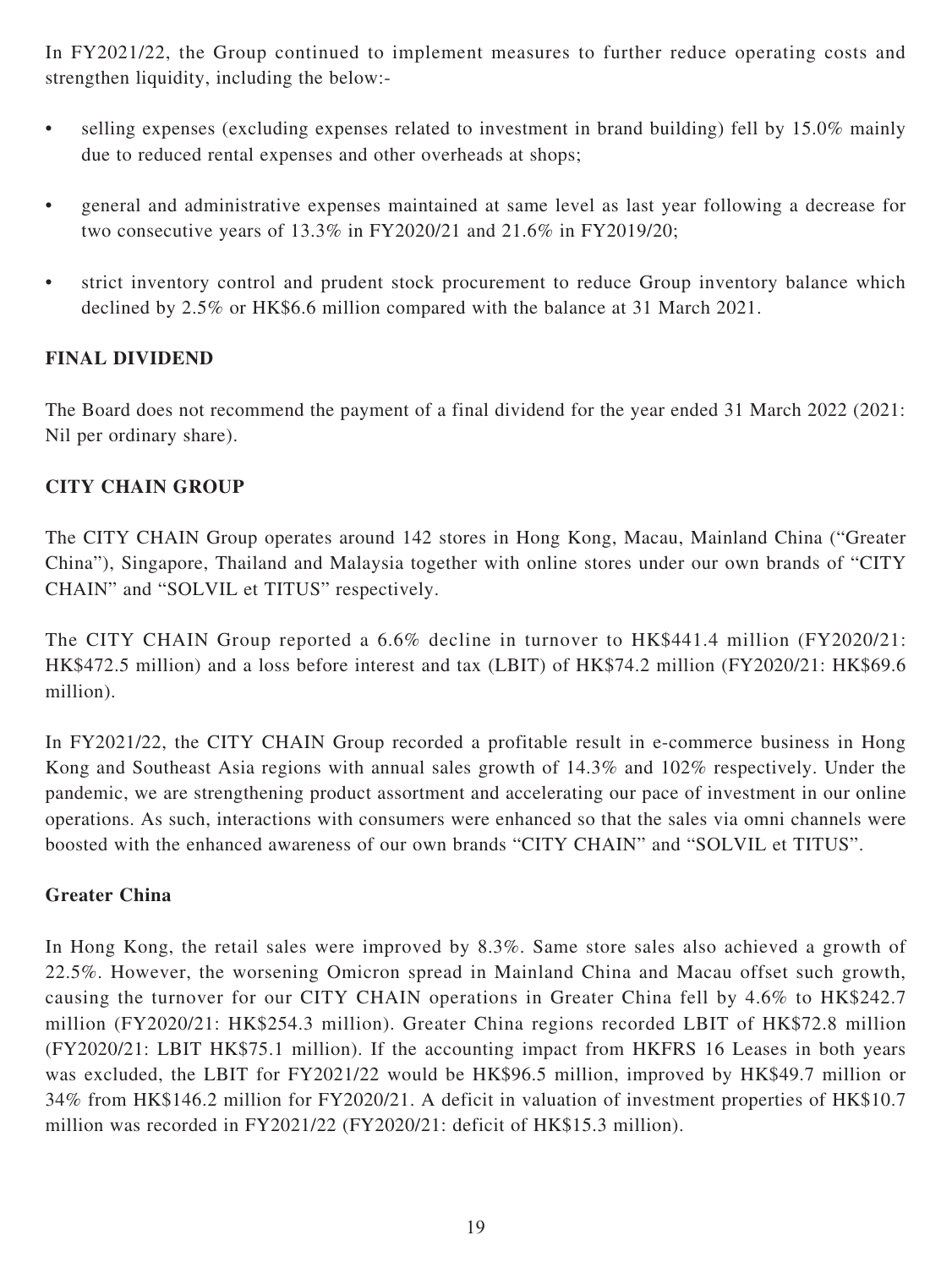In FY2021/22, the Group continued to implement measures to further reduce operating costs and strengthen liquidity, including the below:-

- selling expenses (excluding expenses related to investment in brand building) fell by 15.0% mainly due to reduced rental expenses and other overheads at shops;
- general and administrative expenses maintained at same level as last year following a decrease for two consecutive years of 13.3% in FY2020/21 and 21.6% in FY2019/20;
- strict inventory control and prudent stock procurement to reduce Group inventory balance which declined by 2.5% or HK$6.6 million compared with the balance at 31 March 2021.

## FINAL DIVIDEND

The Board does not recommend the payment of a final dividend for the year ended 31 March 2022 (2021: Nil per ordinary share).

## CITY CHAIN GROUP

The CITY CHAIN Group operates around 142 stores in Hong Kong, Macau, Mainland China ("Greater China"), Singapore, Thailand and Malaysia together with online stores under our own brands of "CITY CHAIN" and "SOLVIL et TITUS" respectively.

The CITY CHAIN Group reported a 6.6% decline in turnover to HK$441.4 million (FY2020/21: HK$472.5 million) and a loss before interest and tax (LBIT) of HK$74.2 million (FY2020/21: HK$69.6 million).

In FY2021/22, the CITY CHAIN Group recorded a profitable result in e-commerce business in Hong Kong and Southeast Asia regions with annual sales growth of 14.3% and 102% respectively. Under the pandemic, we are strengthening product assortment and accelerating our pace of investment in our online operations. As such, interactions with consumers were enhanced so that the sales via omni channels were boosted with the enhanced awareness of our own brands "CITY CHAIN" and "SOLVIL et TITUS".

### Greater China

In Hong Kong, the retail sales were improved by 8.3%. Same store sales also achieved a growth of 22.5%. However, the worsening Omicron spread in Mainland China and Macau offset such growth, causing the turnover for our CITY CHAIN operations in Greater China fell by 4.6% to HK$242.7 million (FY2020/21: HK$254.3 million). Greater China regions recorded LBIT of HK$72.8 million (FY2020/21: LBIT HK$75.1 million). If the accounting impact from HKFRS 16 Leases in both years was excluded, the LBIT for FY2021/22 would be HK$96.5 million, improved by HK$49.7 million or 34% from HK$146.2 million for FY2020/21. A deficit in valuation of investment properties of HK$10.7 million was recorded in FY2021/22 (FY2020/21: deficit of HK$15.3 million).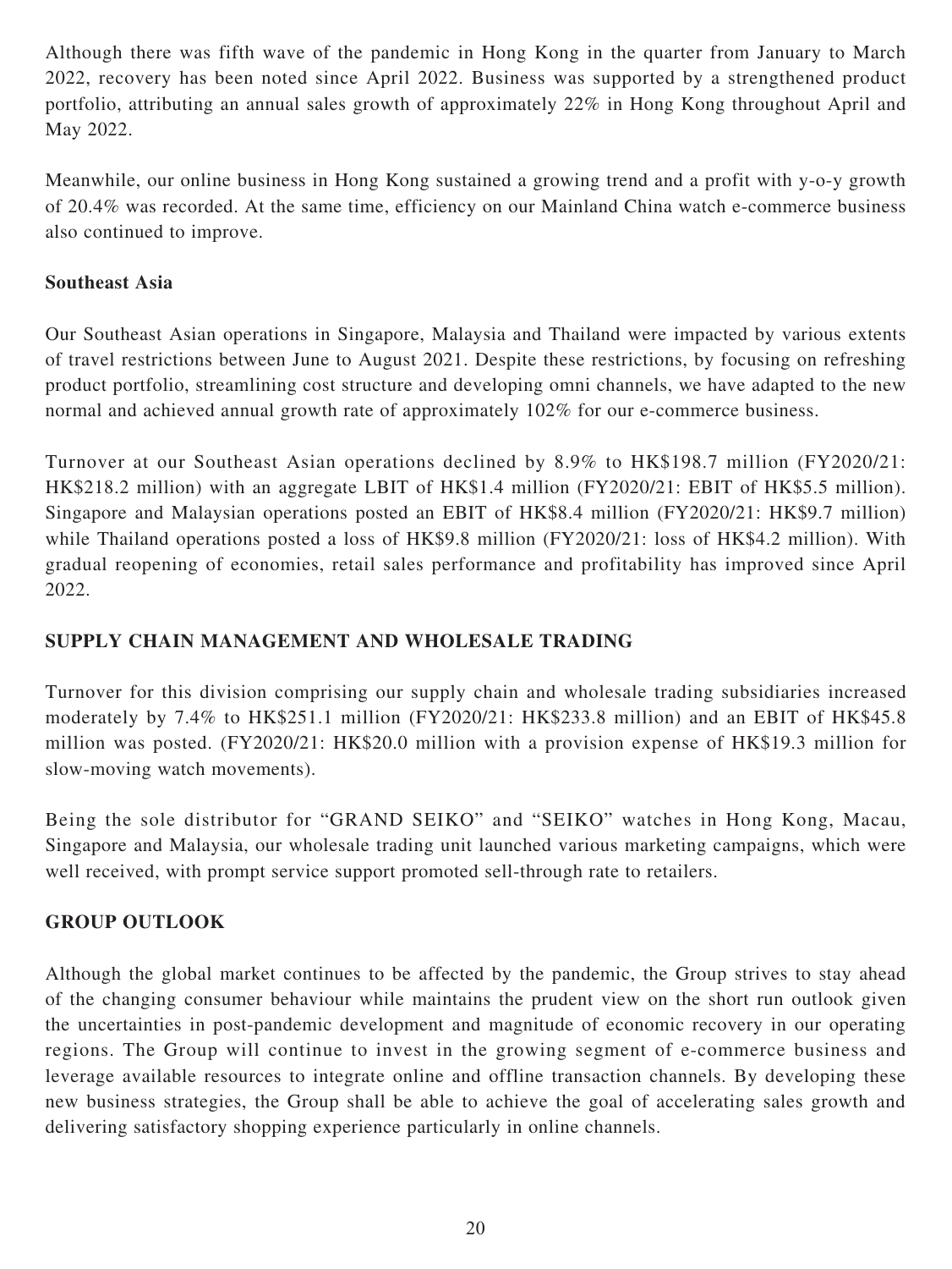Although there was fifth wave of the pandemic in Hong Kong in the quarter from January to March 2022, recovery has been noted since April 2022. Business was supported by a strengthened product portfolio, attributing an annual sales growth of approximately 22% in Hong Kong throughout April and May 2022.

Meanwhile, our online business in Hong Kong sustained a growing trend and a profit with y-o-y growth of 20.4% was recorded. At the same time, efficiency on our Mainland China watch e-commerce business also continued to improve.

**Southeast Asia**

Our Southeast Asian operations in Singapore, Malaysia and Thailand were impacted by various extents of travel restrictions between June to August 2021. Despite these restrictions, by focusing on refreshing product portfolio, streamlining cost structure and developing omni channels, we have adapted to the new normal and achieved annual growth rate of approximately 102% for our e-commerce business.

Turnover at our Southeast Asian operations declined by 8.9% to HK$198.7 million (FY2020/21: HK$218.2 million) with an aggregate LBIT of HK$1.4 million (FY2020/21: EBIT of HK$5.5 million). Singapore and Malaysian operations posted an EBIT of HK$8.4 million (FY2020/21: HK$9.7 million) while Thailand operations posted a loss of HK$9.8 million (FY2020/21: loss of HK$4.2 million). With gradual reopening of economies, retail sales performance and profitability has improved since April 2022.

## SUPPLY CHAIN MANAGEMENT AND WHOLESALE TRADING

Turnover for this division comprising our supply chain and wholesale trading subsidiaries increased moderately by 7.4% to HK$251.1 million (FY2020/21: HK$233.8 million) and an EBIT of HK$45.8 million was posted. (FY2020/21: HK$20.0 million with a provision expense of HK$19.3 million for slow-moving watch movements).

Being the sole distributor for "GRAND SEIKO" and "SEIKO" watches in Hong Kong, Macau, Singapore and Malaysia, our wholesale trading unit launched various marketing campaigns, which were well received, with prompt service support promoted sell-through rate to retailers.

## GROUP OUTLOOK

Although the global market continues to be affected by the pandemic, the Group strives to stay ahead of the changing consumer behaviour while maintains the prudent view on the short run outlook given the uncertainties in post-pandemic development and magnitude of economic recovery in our operating regions. The Group will continue to invest in the growing segment of e-commerce business and leverage available resources to integrate online and offline transaction channels. By developing these new business strategies, the Group shall be able to achieve the goal of accelerating sales growth and delivering satisfactory shopping experience particularly in online channels.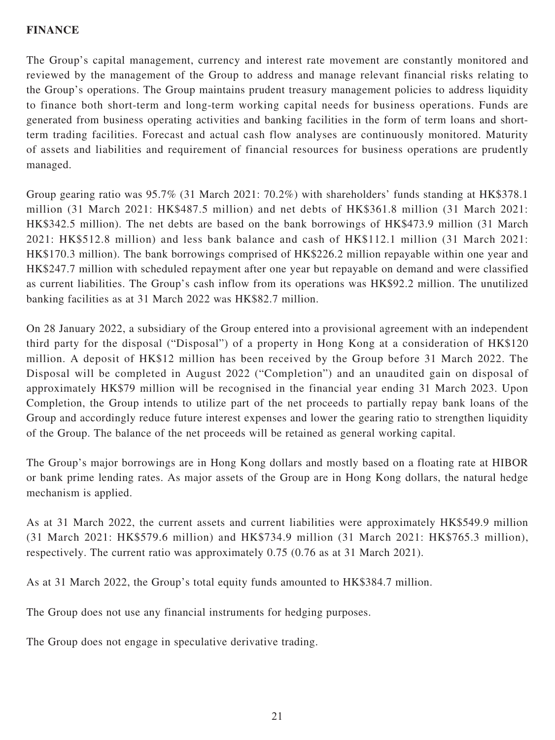**FINANCE**

The Group's capital management, currency and interest rate movement are constantly monitored and reviewed by the management of the Group to address and manage relevant financial risks relating to the Group's operations. The Group maintains prudent treasury management policies to address liquidity to finance both short-term and long-term working capital needs for business operations. Funds are generated from business operating activities and banking facilities in the form of term loans and short-term trading facilities. Forecast and actual cash flow analyses are continuously monitored. Maturity of assets and liabilities and requirement of financial resources for business operations are prudently managed.

Group gearing ratio was 95.7% (31 March 2021: 70.2%) with shareholders' funds standing at HK$378.1 million (31 March 2021: HK$487.5 million) and net debts of HK$361.8 million (31 March 2021: HK$342.5 million). The net debts are based on the bank borrowings of HK$473.9 million (31 March 2021: HK$512.8 million) and less bank balance and cash of HK$112.1 million (31 March 2021: HK$170.3 million). The bank borrowings comprised of HK$226.2 million repayable within one year and HK$247.7 million with scheduled repayment after one year but repayable on demand and were classified as current liabilities. The Group's cash inflow from its operations was HK$92.2 million. The unutilized banking facilities as at 31 March 2022 was HK$82.7 million.

On 28 January 2022, a subsidiary of the Group entered into a provisional agreement with an independent third party for the disposal ("Disposal") of a property in Hong Kong at a consideration of HK$120 million. A deposit of HK$12 million has been received by the Group before 31 March 2022. The Disposal will be completed in August 2022 ("Completion") and an unaudited gain on disposal of approximately HK$79 million will be recognised in the financial year ending 31 March 2023. Upon Completion, the Group intends to utilize part of the net proceeds to partially repay bank loans of the Group and accordingly reduce future interest expenses and lower the gearing ratio to strengthen liquidity of the Group. The balance of the net proceeds will be retained as general working capital.

The Group's major borrowings are in Hong Kong dollars and mostly based on a floating rate at HIBOR or bank prime lending rates. As major assets of the Group are in Hong Kong dollars, the natural hedge mechanism is applied.

As at 31 March 2022, the current assets and current liabilities were approximately HK$549.9 million (31 March 2021: HK$579.6 million) and HK$734.9 million (31 March 2021: HK$765.3 million), respectively. The current ratio was approximately 0.75 (0.76 as at 31 March 2021).

As at 31 March 2022, the Group's total equity funds amounted to HK$384.7 million.

The Group does not use any financial instruments for hedging purposes.

The Group does not engage in speculative derivative trading.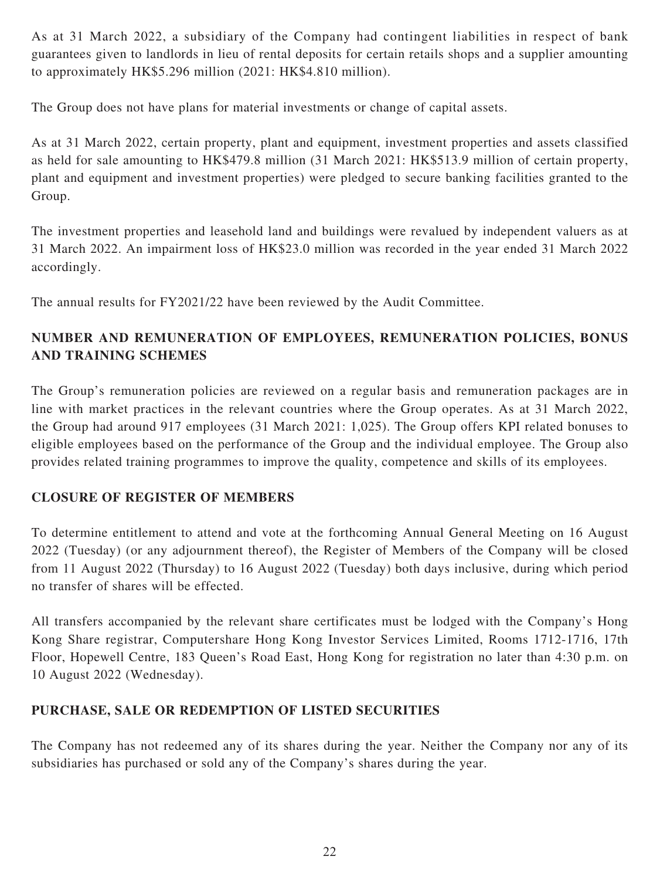As at 31 March 2022, a subsidiary of the Company had contingent liabilities in respect of bank guarantees given to landlords in lieu of rental deposits for certain retails shops and a supplier amounting to approximately HK$5.296 million (2021: HK$4.810 million).

The Group does not have plans for material investments or change of capital assets.

As at 31 March 2022, certain property, plant and equipment, investment properties and assets classified as held for sale amounting to HK$479.8 million (31 March 2021: HK$513.9 million of certain property, plant and equipment and investment properties) were pledged to secure banking facilities granted to the Group.

The investment properties and leasehold land and buildings were revalued by independent valuers as at 31 March 2022. An impairment loss of HK$23.0 million was recorded in the year ended 31 March 2022 accordingly.

The annual results for FY2021/22 have been reviewed by the Audit Committee.

## NUMBER AND REMUNERATION OF EMPLOYEES, REMUNERATION POLICIES, BONUS AND TRAINING SCHEMES

The Group's remuneration policies are reviewed on a regular basis and remuneration packages are in line with market practices in the relevant countries where the Group operates. As at 31 March 2022, the Group had around 917 employees (31 March 2021: 1,025). The Group offers KPI related bonuses to eligible employees based on the performance of the Group and the individual employee. The Group also provides related training programmes to improve the quality, competence and skills of its employees.

## CLOSURE OF REGISTER OF MEMBERS

To determine entitlement to attend and vote at the forthcoming Annual General Meeting on 16 August 2022 (Tuesday) (or any adjournment thereof), the Register of Members of the Company will be closed from 11 August 2022 (Thursday) to 16 August 2022 (Tuesday) both days inclusive, during which period no transfer of shares will be effected.

All transfers accompanied by the relevant share certificates must be lodged with the Company's Hong Kong Share registrar, Computershare Hong Kong Investor Services Limited, Rooms 1712-1716, 17th Floor, Hopewell Centre, 183 Queen's Road East, Hong Kong for registration no later than 4:30 p.m. on 10 August 2022 (Wednesday).

## PURCHASE, SALE OR REDEMPTION OF LISTED SECURITIES

The Company has not redeemed any of its shares during the year. Neither the Company nor any of its subsidiaries has purchased or sold any of the Company's shares during the year.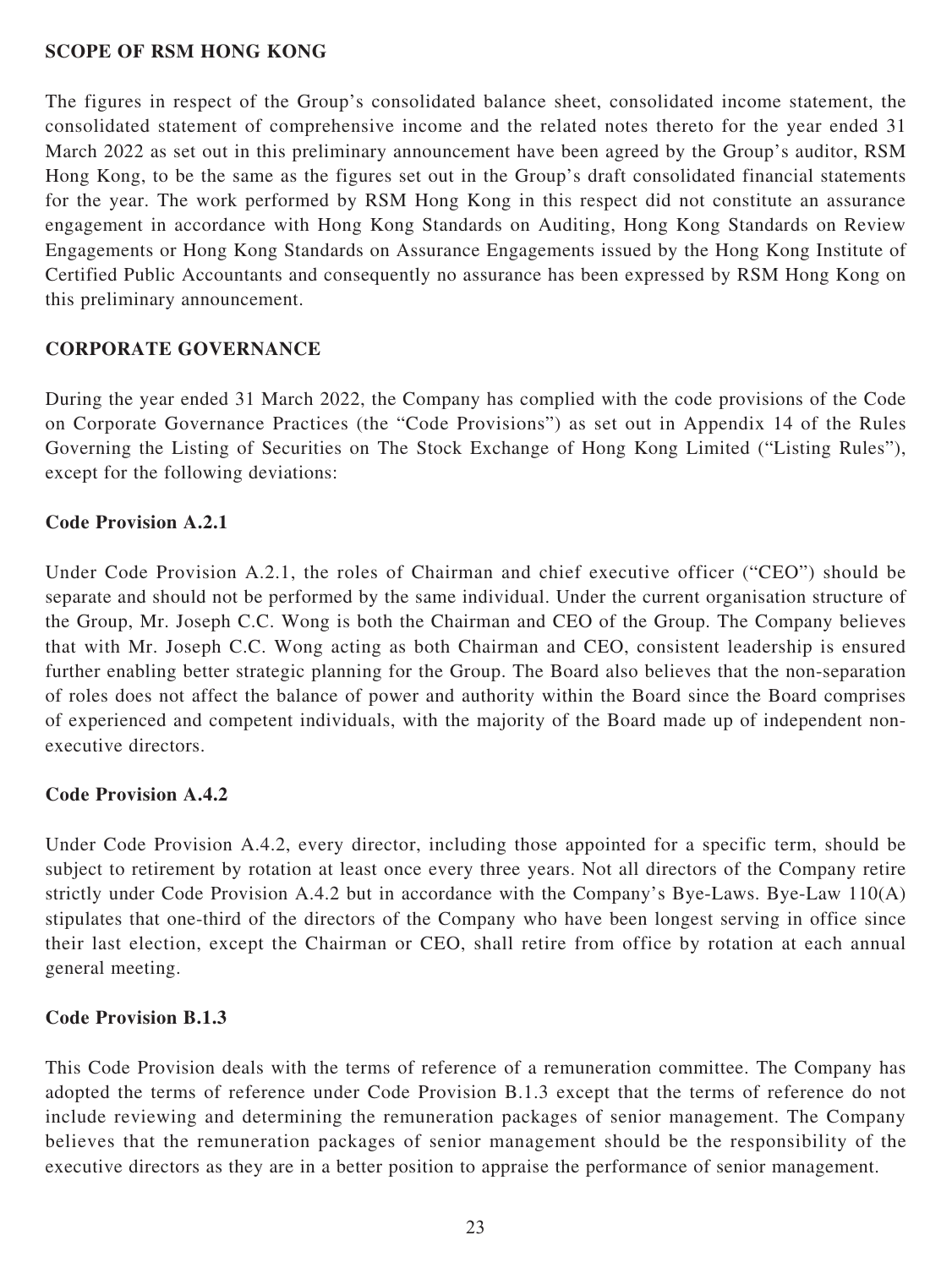## SCOPE OF RSM HONG KONG

The figures in respect of the Group's consolidated balance sheet, consolidated income statement, the consolidated statement of comprehensive income and the related notes thereto for the year ended 31 March 2022 as set out in this preliminary announcement have been agreed by the Group's auditor, RSM Hong Kong, to be the same as the figures set out in the Group's draft consolidated financial statements for the year. The work performed by RSM Hong Kong in this respect did not constitute an assurance engagement in accordance with Hong Kong Standards on Auditing, Hong Kong Standards on Review Engagements or Hong Kong Standards on Assurance Engagements issued by the Hong Kong Institute of Certified Public Accountants and consequently no assurance has been expressed by RSM Hong Kong on this preliminary announcement.

## CORPORATE GOVERNANCE

During the year ended 31 March 2022, the Company has complied with the code provisions of the Code on Corporate Governance Practices (the "Code Provisions") as set out in Appendix 14 of the Rules Governing the Listing of Securities on The Stock Exchange of Hong Kong Limited ("Listing Rules"), except for the following deviations:

### Code Provision A.2.1

Under Code Provision A.2.1, the roles of Chairman and chief executive officer ("CEO") should be separate and should not be performed by the same individual. Under the current organisation structure of the Group, Mr. Joseph C.C. Wong is both the Chairman and CEO of the Group. The Company believes that with Mr. Joseph C.C. Wong acting as both Chairman and CEO, consistent leadership is ensured further enabling better strategic planning for the Group. The Board also believes that the non-separation of roles does not affect the balance of power and authority within the Board since the Board comprises of experienced and competent individuals, with the majority of the Board made up of independent non-executive directors.

### Code Provision A.4.2

Under Code Provision A.4.2, every director, including those appointed for a specific term, should be subject to retirement by rotation at least once every three years. Not all directors of the Company retire strictly under Code Provision A.4.2 but in accordance with the Company's Bye-Laws. Bye-Law 110(A) stipulates that one-third of the directors of the Company who have been longest serving in office since their last election, except the Chairman or CEO, shall retire from office by rotation at each annual general meeting.

### Code Provision B.1.3

This Code Provision deals with the terms of reference of a remuneration committee. The Company has adopted the terms of reference under Code Provision B.1.3 except that the terms of reference do not include reviewing and determining the remuneration packages of senior management. The Company believes that the remuneration packages of senior management should be the responsibility of the executive directors as they are in a better position to appraise the performance of senior management.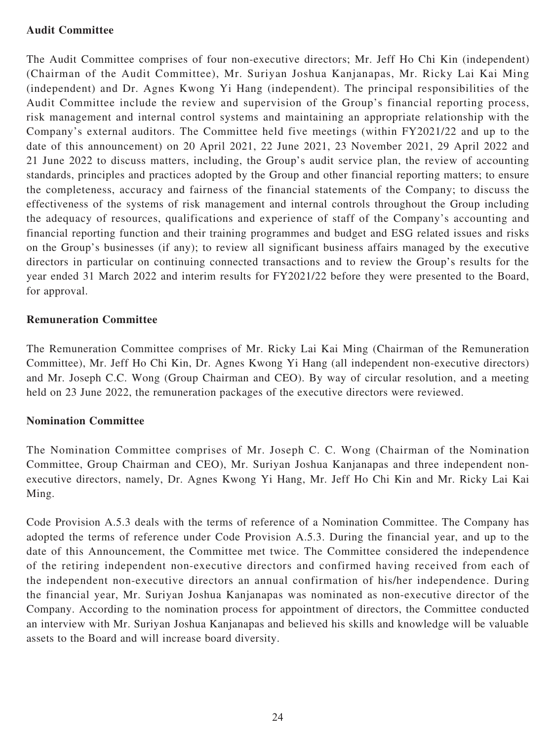**Audit Committee**

The Audit Committee comprises of four non-executive directors; Mr. Jeff Ho Chi Kin (independent) (Chairman of the Audit Committee), Mr. Suriyan Joshua Kanjanapas, Mr. Ricky Lai Kai Ming (independent) and Dr. Agnes Kwong Yi Hang (independent). The principal responsibilities of the Audit Committee include the review and supervision of the Group's financial reporting process, risk management and internal control systems and maintaining an appropriate relationship with the Company's external auditors. The Committee held five meetings (within FY2021/22 and up to the date of this announcement) on 20 April 2021, 22 June 2021, 23 November 2021, 29 April 2022 and 21 June 2022 to discuss matters, including, the Group's audit service plan, the review of accounting standards, principles and practices adopted by the Group and other financial reporting matters; to ensure the completeness, accuracy and fairness of the financial statements of the Company; to discuss the effectiveness of the systems of risk management and internal controls throughout the Group including the adequacy of resources, qualifications and experience of staff of the Company's accounting and financial reporting function and their training programmes and budget and ESG related issues and risks on the Group's businesses (if any); to review all significant business affairs managed by the executive directors in particular on continuing connected transactions and to review the Group's results for the year ended 31 March 2022 and interim results for FY2021/22 before they were presented to the Board, for approval.

**Remuneration Committee**

The Remuneration Committee comprises of Mr. Ricky Lai Kai Ming (Chairman of the Remuneration Committee), Mr. Jeff Ho Chi Kin, Dr. Agnes Kwong Yi Hang (all independent non-executive directors) and Mr. Joseph C.C. Wong (Group Chairman and CEO). By way of circular resolution, and a meeting held on 23 June 2022, the remuneration packages of the executive directors were reviewed.

**Nomination Committee**

The Nomination Committee comprises of Mr. Joseph C. C. Wong (Chairman of the Nomination Committee, Group Chairman and CEO), Mr. Suriyan Joshua Kanjanapas and three independent non-executive directors, namely, Dr. Agnes Kwong Yi Hang, Mr. Jeff Ho Chi Kin and Mr. Ricky Lai Kai Ming.

Code Provision A.5.3 deals with the terms of reference of a Nomination Committee. The Company has adopted the terms of reference under Code Provision A.5.3. During the financial year, and up to the date of this Announcement, the Committee met twice. The Committee considered the independence of the retiring independent non-executive directors and confirmed having received from each of the independent non-executive directors an annual confirmation of his/her independence. During the financial year, Mr. Suriyan Joshua Kanjanapas was nominated as non-executive director of the Company. According to the nomination process for appointment of directors, the Committee conducted an interview with Mr. Suriyan Joshua Kanjanapas and believed his skills and knowledge will be valuable assets to the Board and will increase board diversity.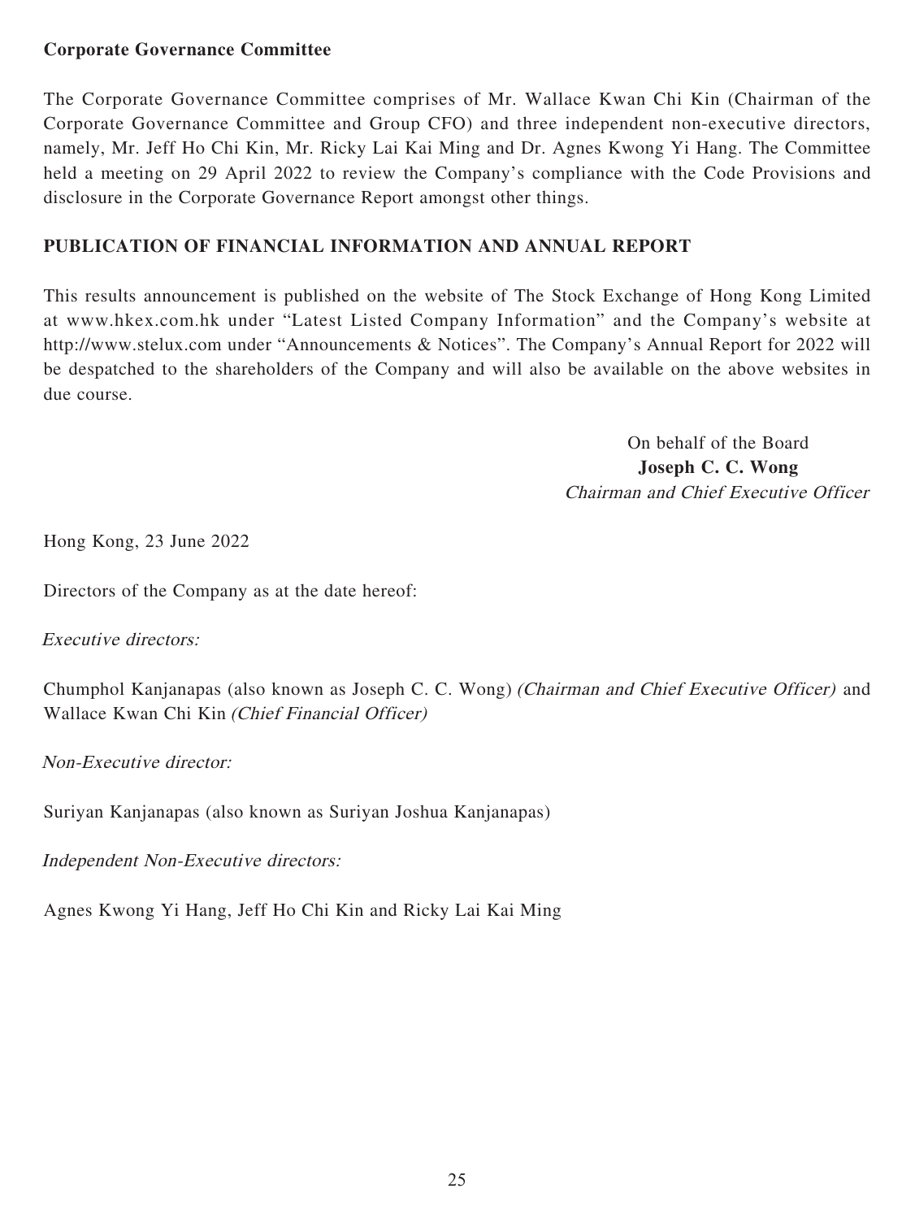**Corporate Governance Committee**

The Corporate Governance Committee comprises of Mr. Wallace Kwan Chi Kin (Chairman of the Corporate Governance Committee and Group CFO) and three independent non-executive directors, namely, Mr. Jeff Ho Chi Kin, Mr. Ricky Lai Kai Ming and Dr. Agnes Kwong Yi Hang. The Committee held a meeting on 29 April 2022 to review the Company's compliance with the Code Provisions and disclosure in the Corporate Governance Report amongst other things.

## PUBLICATION OF FINANCIAL INFORMATION AND ANNUAL REPORT

This results announcement is published on the website of The Stock Exchange of Hong Kong Limited at www.hkex.com.hk under "Latest Listed Company Information" and the Company's website at http://www.stelux.com under "Announcements & Notices". The Company's Annual Report for 2022 will be despatched to the shareholders of the Company and will also be available on the above websites in due course.

On behalf of the Board
**Joseph C. C. Wong**
*Chairman and Chief Executive Officer*

Hong Kong, 23 June 2022

Directors of the Company as at the date hereof:

*Executive directors:*

Chumphol Kanjanapas (also known as Joseph C. C. Wong) *(Chairman and Chief Executive Officer)* and Wallace Kwan Chi Kin *(Chief Financial Officer)*

*Non-Executive director:*

Suriyan Kanjanapas (also known as Suriyan Joshua Kanjanapas)

*Independent Non-Executive directors:*

Agnes Kwong Yi Hang, Jeff Ho Chi Kin and Ricky Lai Kai Ming